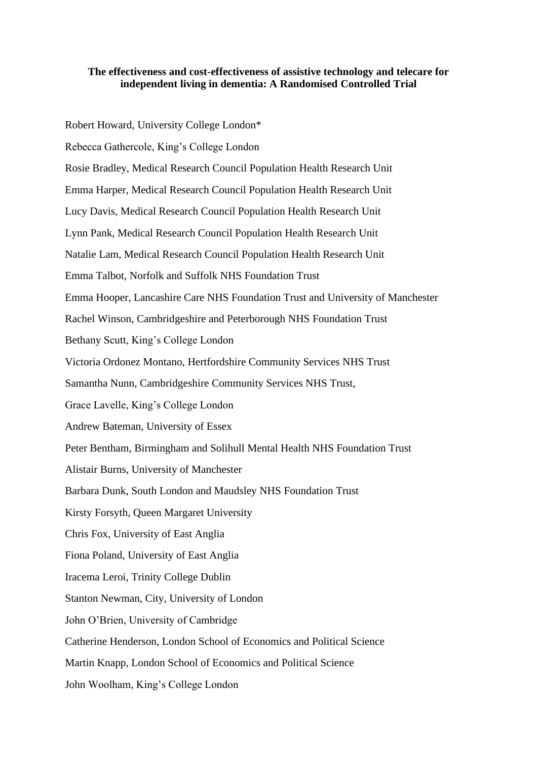**The effectiveness and cost-effectiveness of assistive technology and telecare for independent living in dementia: A Randomised Controlled Trial**

Robert Howard, University College London*

Rebecca Gathercole, King's College London

Rosie Bradley, Medical Research Council Population Health Research Unit

Emma Harper, Medical Research Council Population Health Research Unit

Lucy Davis, Medical Research Council Population Health Research Unit

Lynn Pank, Medical Research Council Population Health Research Unit

Natalie Lam, Medical Research Council Population Health Research Unit

Emma Talbot, Norfolk and Suffolk NHS Foundation Trust

Emma Hooper, Lancashire Care NHS Foundation Trust and University of Manchester

Rachel Winson, Cambridgeshire and Peterborough NHS Foundation Trust

Bethany Scutt, King's College London

Victoria Ordonez Montano, Hertfordshire Community Services NHS Trust

Samantha Nunn, Cambridgeshire Community Services NHS Trust,

Grace Lavelle, King's College London

Andrew Bateman, University of Essex

Peter Bentham, Birmingham and Solihull Mental Health NHS Foundation Trust

Alistair Burns, University of Manchester

Barbara Dunk, South London and Maudsley NHS Foundation Trust

Kirsty Forsyth, Queen Margaret University

Chris Fox, University of East Anglia

Fiona Poland, University of East Anglia

Iracema Leroi, Trinity College Dublin

Stanton Newman, City, University of London

John O'Brien, University of Cambridge

Catherine Henderson, London School of Economics and Political Science

Martin Knapp, London School of Economics and Political Science

John Woolham, King's College London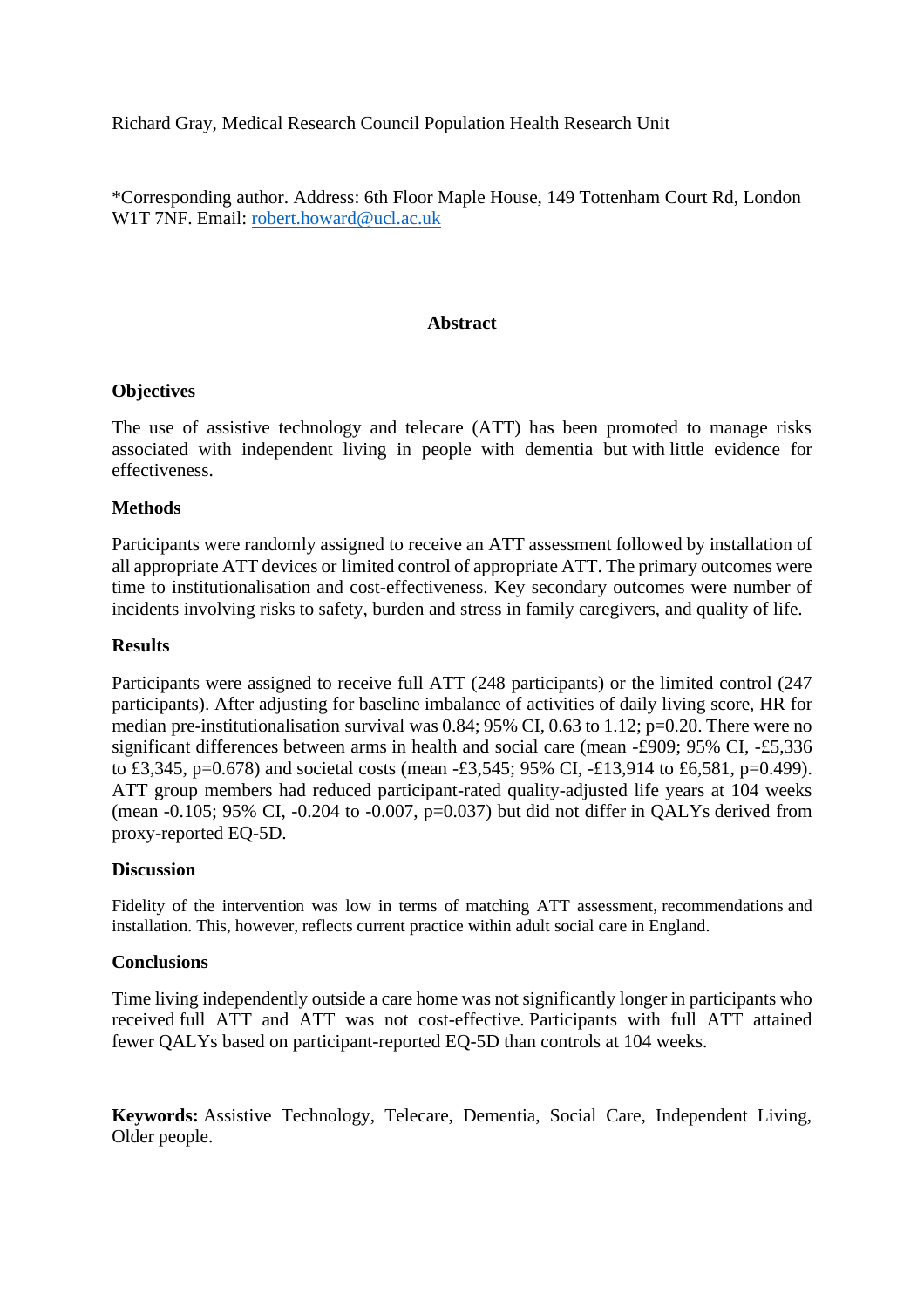Richard Gray, Medical Research Council Population Health Research Unit

*Corresponding author. Address: 6th Floor Maple House, 149 Tottenham Court Rd, London W1T 7NF. Email: [robert.howard@ucl.ac.uk](mailto:robert.howard@ucl.ac.uk)

## Abstract

### Objectives

The use of assistive technology and telecare (ATT) has been promoted to manage risks associated with independent living in people with dementia but with little evidence for effectiveness.

### Methods

Participants were randomly assigned to receive an ATT assessment followed by installation of all appropriate ATT devices or limited control of appropriate ATT. The primary outcomes were time to institutionalisation and cost-effectiveness. Key secondary outcomes were number of incidents involving risks to safety, burden and stress in family caregivers, and quality of life.

### Results

Participants were assigned to receive full ATT (248 participants) or the limited control (247 participants). After adjusting for baseline imbalance of activities of daily living score, HR for median pre-institutionalisation survival was 0.84; 95% CI, 0.63 to 1.12; p=0.20. There were no significant differences between arms in health and social care (mean -£909; 95% CI, -£5,336 to £3,345, p=0.678) and societal costs (mean -£3,545; 95% CI, -£13,914 to £6,581, p=0.499). ATT group members had reduced participant-rated quality-adjusted life years at 104 weeks (mean -0.105; 95% CI, -0.204 to -0.007, p=0.037) but did not differ in QALYs derived from proxy-reported EQ-5D.

### Discussion

Fidelity of the intervention was low in terms of matching ATT assessment, recommendations and installation. This, however, reflects current practice within adult social care in England.

### Conclusions

Time living independently outside a care home was not significantly longer in participants who received full ATT and ATT was not cost-effective. Participants with full ATT attained fewer QALYs based on participant-reported EQ-5D than controls at 104 weeks.

**Keywords:** Assistive Technology, Telecare, Dementia, Social Care, Independent Living, Older people.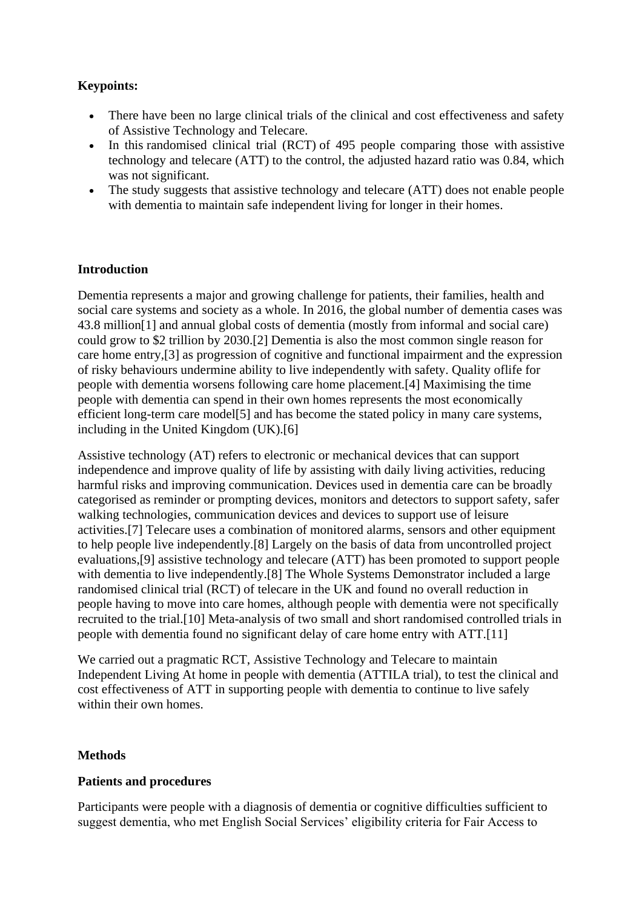**Keypoints:**

- There have been no large clinical trials of the clinical and cost effectiveness and safety of Assistive Technology and Telecare.
- In this randomised clinical trial (RCT) of 495 people comparing those with assistive technology and telecare (ATT) to the control, the adjusted hazard ratio was 0.84, which was not significant.
- The study suggests that assistive technology and telecare (ATT) does not enable people with dementia to maintain safe independent living for longer in their homes.

**Introduction**

Dementia represents a major and growing challenge for patients, their families, health and social care systems and society as a whole. In 2016, the global number of dementia cases was 43.8 million[1] and annual global costs of dementia (mostly from informal and social care) could grow to $2 trillion by 2030.[2] Dementia is also the most common single reason for care home entry,[3] as progression of cognitive and functional impairment and the expression of risky behaviours undermine ability to live independently with safety. Quality oflife for people with dementia worsens following care home placement.[4] Maximising the time people with dementia can spend in their own homes represents the most economically efficient long-term care model[5] and has become the stated policy in many care systems, including in the United Kingdom (UK).[6]

Assistive technology (AT) refers to electronic or mechanical devices that can support independence and improve quality of life by assisting with daily living activities, reducing harmful risks and improving communication. Devices used in dementia care can be broadly categorised as reminder or prompting devices, monitors and detectors to support safety, safer walking technologies, communication devices and devices to support use of leisure activities.[7] Telecare uses a combination of monitored alarms, sensors and other equipment to help people live independently.[8] Largely on the basis of data from uncontrolled project evaluations,[9] assistive technology and telecare (ATT) has been promoted to support people with dementia to live independently.[8] The Whole Systems Demonstrator included a large randomised clinical trial (RCT) of telecare in the UK and found no overall reduction in people having to move into care homes, although people with dementia were not specifically recruited to the trial.[10] Meta-analysis of two small and short randomised controlled trials in people with dementia found no significant delay of care home entry with ATT.[11]

We carried out a pragmatic RCT, Assistive Technology and Telecare to maintain Independent Living At home in people with dementia (ATTILA trial), to test the clinical and cost effectiveness of ATT in supporting people with dementia to continue to live safely within their own homes.

**Methods**

**Patients and procedures**

Participants were people with a diagnosis of dementia or cognitive difficulties sufficient to suggest dementia, who met English Social Services' eligibility criteria for Fair Access to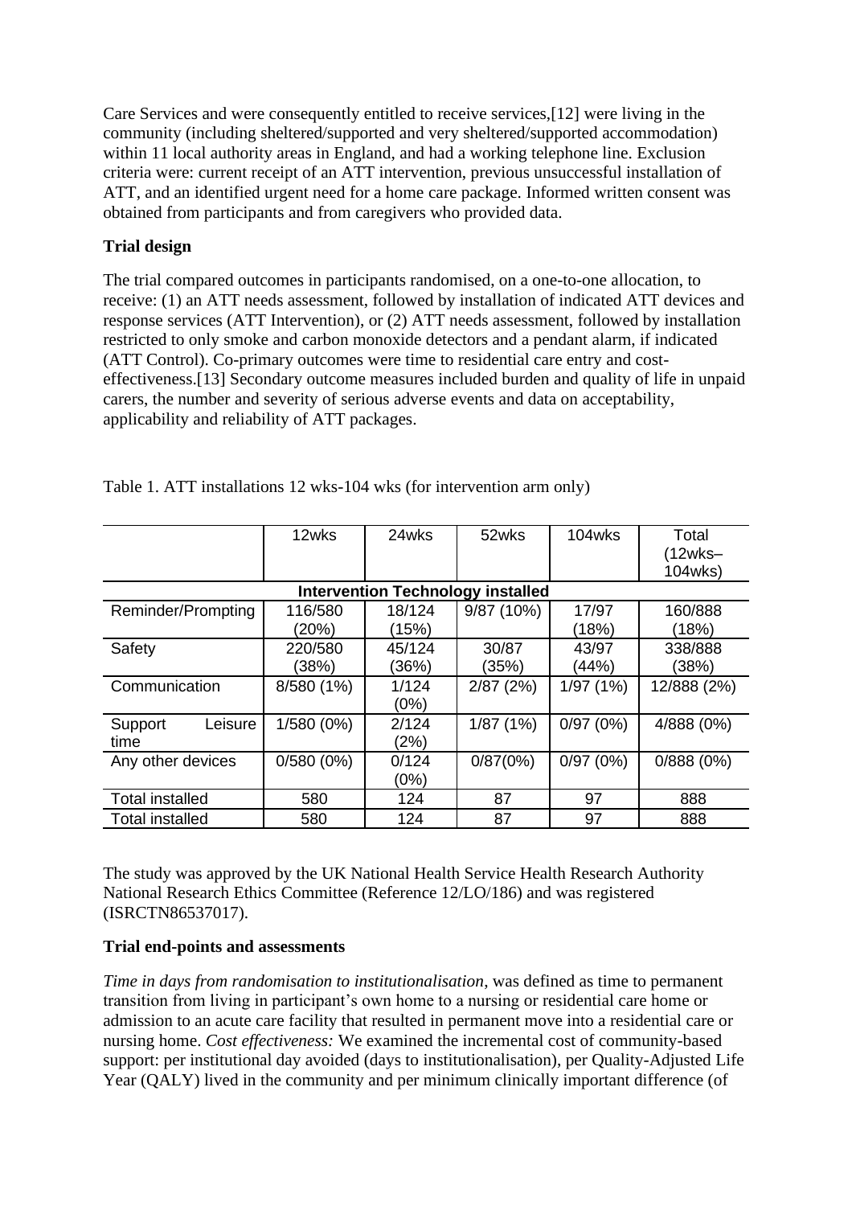Care Services and were consequently entitled to receive services,[12] were living in the community (including sheltered/supported and very sheltered/supported accommodation) within 11 local authority areas in England, and had a working telephone line. Exclusion criteria were: current receipt of an ATT intervention, previous unsuccessful installation of ATT, and an identified urgent need for a home care package. Informed written consent was obtained from participants and from caregivers who provided data.

**Trial design**

The trial compared outcomes in participants randomised, on a one-to-one allocation, to receive: (1) an ATT needs assessment, followed by installation of indicated ATT devices and response services (ATT Intervention), or (2) ATT needs assessment, followed by installation restricted to only smoke and carbon monoxide detectors and a pendant alarm, if indicated (ATT Control). Co-primary outcomes were time to residential care entry and cost-effectiveness.[13] Secondary outcome measures included burden and quality of life in unpaid carers, the number and severity of serious adverse events and data on acceptability, applicability and reliability of ATT packages.

Table 1. ATT installations 12 wks-104 wks (for intervention arm only)

| | 12wks | 24wks | 52wks | 104wks | Total (12wks–104wks) |
|---|---|---|---|---|---|
| **Intervention Technology installed** | | | | | |
| Reminder/Prompting | 116/580 (20%) | 18/124 (15%) | 9/87 (10%) | 17/97 (18%) | 160/888 (18%) |
| Safety | 220/580 (38%) | 45/124 (36%) | 30/87 (35%) | 43/97 (44%) | 338/888 (38%) |
| Communication | 8/580 (1%) | 1/124 (0%) | 2/87 (2%) | 1/97 (1%) | 12/888 (2%) |
| Support Leisure time | 1/580 (0%) | 2/124 (2%) | 1/87 (1%) | 0/97 (0%) | 4/888 (0%) |
| Any other devices | 0/580 (0%) | 0/124 (0%) | 0/87(0%) | 0/97 (0%) | 0/888 (0%) |
| Total installed | 580 | 124 | 87 | 97 | 888 |
| Total installed | 580 | 124 | 87 | 97 | 888 |

The study was approved by the UK National Health Service Health Research Authority National Research Ethics Committee (Reference 12/LO/186) and was registered (ISRCTN86537017).

**Trial end-points and assessments**

*Time in days from randomisation to institutionalisation*, was defined as time to permanent transition from living in participant's own home to a nursing or residential care home or admission to an acute care facility that resulted in permanent move into a residential care or nursing home. *Cost effectiveness:* We examined the incremental cost of community-based support: per institutional day avoided (days to institutionalisation), per Quality-Adjusted Life Year (QALY) lived in the community and per minimum clinically important difference (of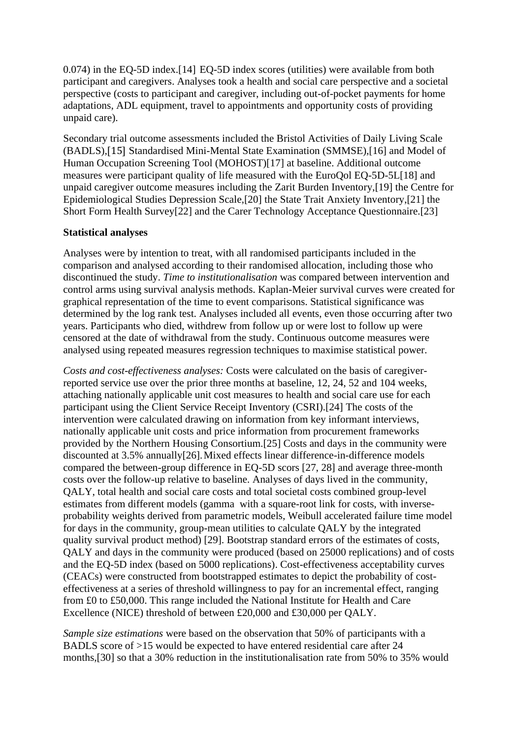0.074) in the EQ-5D index.[14] EQ-5D index scores (utilities) were available from both participant and caregivers. Analyses took a health and social care perspective and a societal perspective (costs to participant and caregiver, including out-of-pocket payments for home adaptations, ADL equipment, travel to appointments and opportunity costs of providing unpaid care).

Secondary trial outcome assessments included the Bristol Activities of Daily Living Scale (BADLS),[15] Standardised Mini-Mental State Examination (SMMSE),[16] and Model of Human Occupation Screening Tool (MOHOST)[17] at baseline. Additional outcome measures were participant quality of life measured with the EuroQol EQ-5D-5L[18] and unpaid caregiver outcome measures including the Zarit Burden Inventory,[19] the Centre for Epidemiological Studies Depression Scale,[20] the State Trait Anxiety Inventory,[21] the Short Form Health Survey[22] and the Carer Technology Acceptance Questionnaire.[23]

**Statistical analyses**

Analyses were by intention to treat, with all randomised participants included in the comparison and analysed according to their randomised allocation, including those who discontinued the study. *Time to institutionalisation* was compared between intervention and control arms using survival analysis methods. Kaplan-Meier survival curves were created for graphical representation of the time to event comparisons. Statistical significance was determined by the log rank test. Analyses included all events, even those occurring after two years. Participants who died, withdrew from follow up or were lost to follow up were censored at the date of withdrawal from the study. Continuous outcome measures were analysed using repeated measures regression techniques to maximise statistical power.

*Costs and cost-effectiveness analyses:* Costs were calculated on the basis of caregiver-reported service use over the prior three months at baseline, 12, 24, 52 and 104 weeks, attaching nationally applicable unit cost measures to health and social care use for each participant using the Client Service Receipt Inventory (CSRI).[24] The costs of the intervention were calculated drawing on information from key informant interviews, nationally applicable unit costs and price information from procurement frameworks provided by the Northern Housing Consortium.[25] Costs and days in the community were discounted at 3.5% annually[26]. Mixed effects linear difference-in-difference models compared the between-group difference in EQ-5D scors [27, 28] and average three-month costs over the follow-up relative to baseline. Analyses of days lived in the community, QALY, total health and social care costs and total societal costs combined group-level estimates from different models (gamma with a square-root link for costs, with inverse-probability weights derived from parametric models, Weibull accelerated failure time model for days in the community, group-mean utilities to calculate QALY by the integrated quality survival product method) [29]. Bootstrap standard errors of the estimates of costs, QALY and days in the community were produced (based on 25000 replications) and of costs and the EQ-5D index (based on 5000 replications). Cost-effectiveness acceptability curves (CEACs) were constructed from bootstrapped estimates to depict the probability of cost-effectiveness at a series of threshold willingness to pay for an incremental effect, ranging from £0 to £50,000. This range included the National Institute for Health and Care Excellence (NICE) threshold of between £20,000 and £30,000 per QALY.

*Sample size estimations* were based on the observation that 50% of participants with a BADLS score of >15 would be expected to have entered residential care after 24 months,[30] so that a 30% reduction in the institutionalisation rate from 50% to 35% would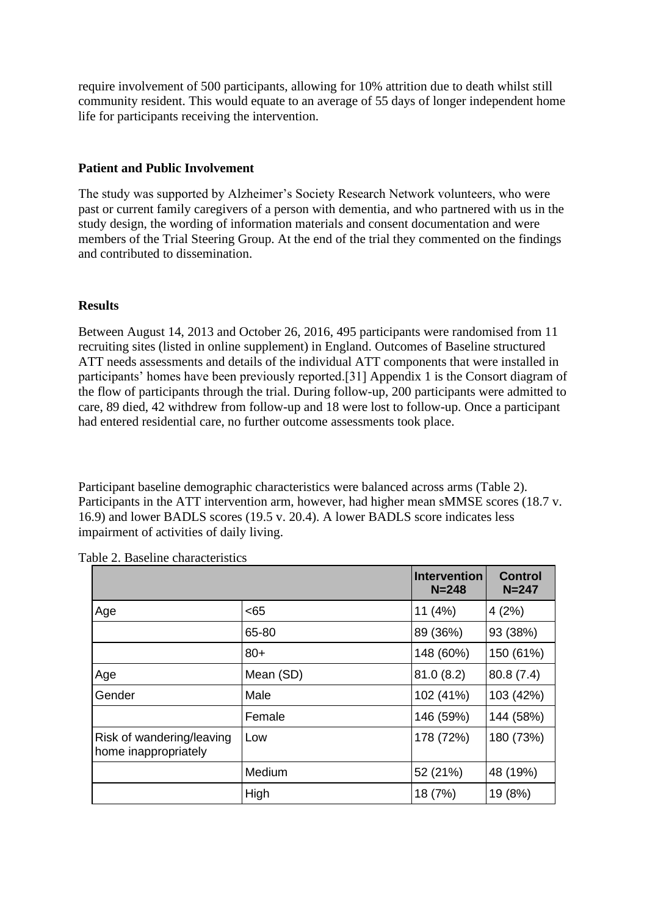require involvement of 500 participants, allowing for 10% attrition due to death whilst still community resident. This would equate to an average of 55 days of longer independent home life for participants receiving the intervention.

**Patient and Public Involvement**

The study was supported by Alzheimer's Society Research Network volunteers, who were past or current family caregivers of a person with dementia, and who partnered with us in the study design, the wording of information materials and consent documentation and were members of the Trial Steering Group. At the end of the trial they commented on the findings and contributed to dissemination.

**Results**

Between August 14, 2013 and October 26, 2016, 495 participants were randomised from 11 recruiting sites (listed in online supplement) in England. Outcomes of Baseline structured ATT needs assessments and details of the individual ATT components that were installed in participants' homes have been previously reported.[31] Appendix 1 is the Consort diagram of the flow of participants through the trial. During follow-up, 200 participants were admitted to care, 89 died, 42 withdrew from follow-up and 18 were lost to follow-up. Once a participant had entered residential care, no further outcome assessments took place.

Participant baseline demographic characteristics were balanced across arms (Table 2). Participants in the ATT intervention arm, however, had higher mean sMMSE scores (18.7 v. 16.9) and lower BADLS scores (19.5 v. 20.4). A lower BADLS score indicates less impairment of activities of daily living.

Table 2. Baseline characteristics

| | | Intervention N=248 | Control N=247 |
|---|---|---|---|
| Age | <65 | 11 (4%) | 4 (2%) |
| | 65-80 | 89 (36%) | 93 (38%) |
| | 80+ | 148 (60%) | 150 (61%) |
| Age | Mean (SD) | 81.0 (8.2) | 80.8 (7.4) |
| Gender | Male | 102 (41%) | 103 (42%) |
| | Female | 146 (59%) | 144 (58%) |
| Risk of wandering/leaving home inappropriately | Low | 178 (72%) | 180 (73%) |
| | Medium | 52 (21%) | 48 (19%) |
| | High | 18 (7%) | 19 (8%) |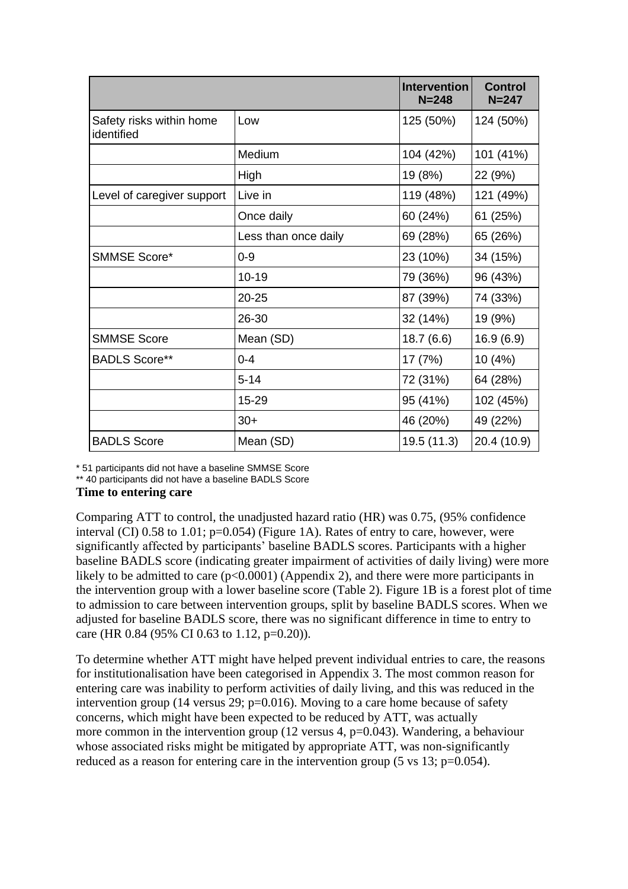| | | Intervention N=248 | Control N=247 |
|---|---|---|---|
| Safety risks within home identified | Low | 125 (50%) | 124 (50%) |
| | Medium | 104 (42%) | 101 (41%) |
| | High | 19 (8%) | 22 (9%) |
| Level of caregiver support | Live in | 119 (48%) | 121 (49%) |
| | Once daily | 60 (24%) | 61 (25%) |
| | Less than once daily | 69 (28%) | 65 (26%) |
| SMMSE Score* | 0-9 | 23 (10%) | 34 (15%) |
| | 10-19 | 79 (36%) | 96 (43%) |
| | 20-25 | 87 (39%) | 74 (33%) |
| | 26-30 | 32 (14%) | 19 (9%) |
| SMMSE Score | Mean (SD) | 18.7 (6.6) | 16.9 (6.9) |
| BADLS Score** | 0-4 | 17 (7%) | 10 (4%) |
| | 5-14 | 72 (31%) | 64 (28%) |
| | 15-29 | 95 (41%) | 102 (45%) |
| | 30+ | 46 (20%) | 49 (22%) |
| BADLS Score | Mean (SD) | 19.5 (11.3) | 20.4 (10.9) |

\* 51 participants did not have a baseline SMMSE Score

\*\* 40 participants did not have a baseline BADLS Score

**Time to entering care**

Comparing ATT to control, the unadjusted hazard ratio (HR) was 0.75, (95% confidence interval (CI) 0.58 to 1.01; $p=0.054$) (Figure 1A). Rates of entry to care, however, were significantly affected by participants' baseline BADLS scores. Participants with a higher baseline BADLS score (indicating greater impairment of activities of daily living) were more likely to be admitted to care ($p<0.0001$) (Appendix 2), and there were more participants in the intervention group with a lower baseline score (Table 2). Figure 1B is a forest plot of time to admission to care between intervention groups, split by baseline BADLS scores. When we adjusted for baseline BADLS score, there was no significant difference in time to entry to care (HR 0.84 (95% CI 0.63 to 1.12, $p=0.20$)).

To determine whether ATT might have helped prevent individual entries to care, the reasons for institutionalisation have been categorised in Appendix 3. The most common reason for entering care was inability to perform activities of daily living, and this was reduced in the intervention group (14 versus 29; $p=0.016$). Moving to a care home because of safety concerns, which might have been expected to be reduced by ATT, was actually more common in the intervention group (12 versus 4, $p=0.043$). Wandering, a behaviour whose associated risks might be mitigated by appropriate ATT, was non-significantly reduced as a reason for entering care in the intervention group (5 vs 13; $p=0.054$).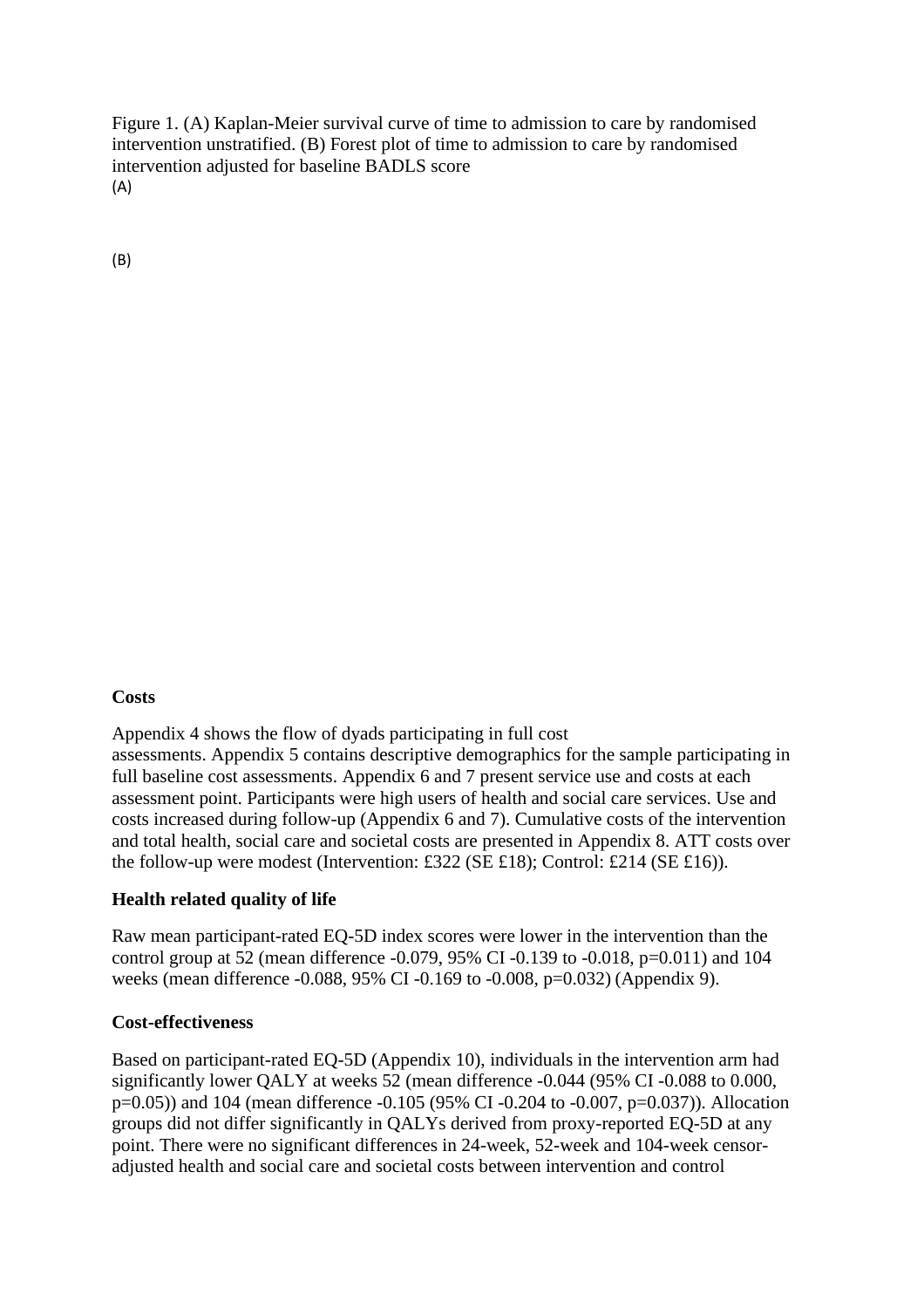Figure 1. (A) Kaplan-Meier survival curve of time to admission to care by randomised intervention unstratified. (B) Forest plot of time to admission to care by randomised intervention adjusted for baseline BADLS score

(A)

(B)

**Costs**

Appendix 4 shows the flow of dyads participating in full cost assessments. Appendix 5 contains descriptive demographics for the sample participating in full baseline cost assessments. Appendix 6 and 7 present service use and costs at each assessment point. Participants were high users of health and social care services. Use and costs increased during follow-up (Appendix 6 and 7). Cumulative costs of the intervention and total health, social care and societal costs are presented in Appendix 8. ATT costs over the follow-up were modest (Intervention: £322 (SE £18); Control: £214 (SE £16)).

**Health related quality of life**

Raw mean participant-rated EQ-5D index scores were lower in the intervention than the control group at 52 (mean difference -0.079, 95% CI -0.139 to -0.018, p=0.011) and 104 weeks (mean difference -0.088, 95% CI -0.169 to -0.008, p=0.032) (Appendix 9).

**Cost-effectiveness**

Based on participant-rated EQ-5D (Appendix 10), individuals in the intervention arm had significantly lower QALY at weeks 52 (mean difference -0.044 (95% CI -0.088 to 0.000, p=0.05)) and 104 (mean difference -0.105 (95% CI -0.204 to -0.007, p=0.037)). Allocation groups did not differ significantly in QALYs derived from proxy-reported EQ-5D at any point. There were no significant differences in 24-week, 52-week and 104-week censor-adjusted health and social care and societal costs between intervention and control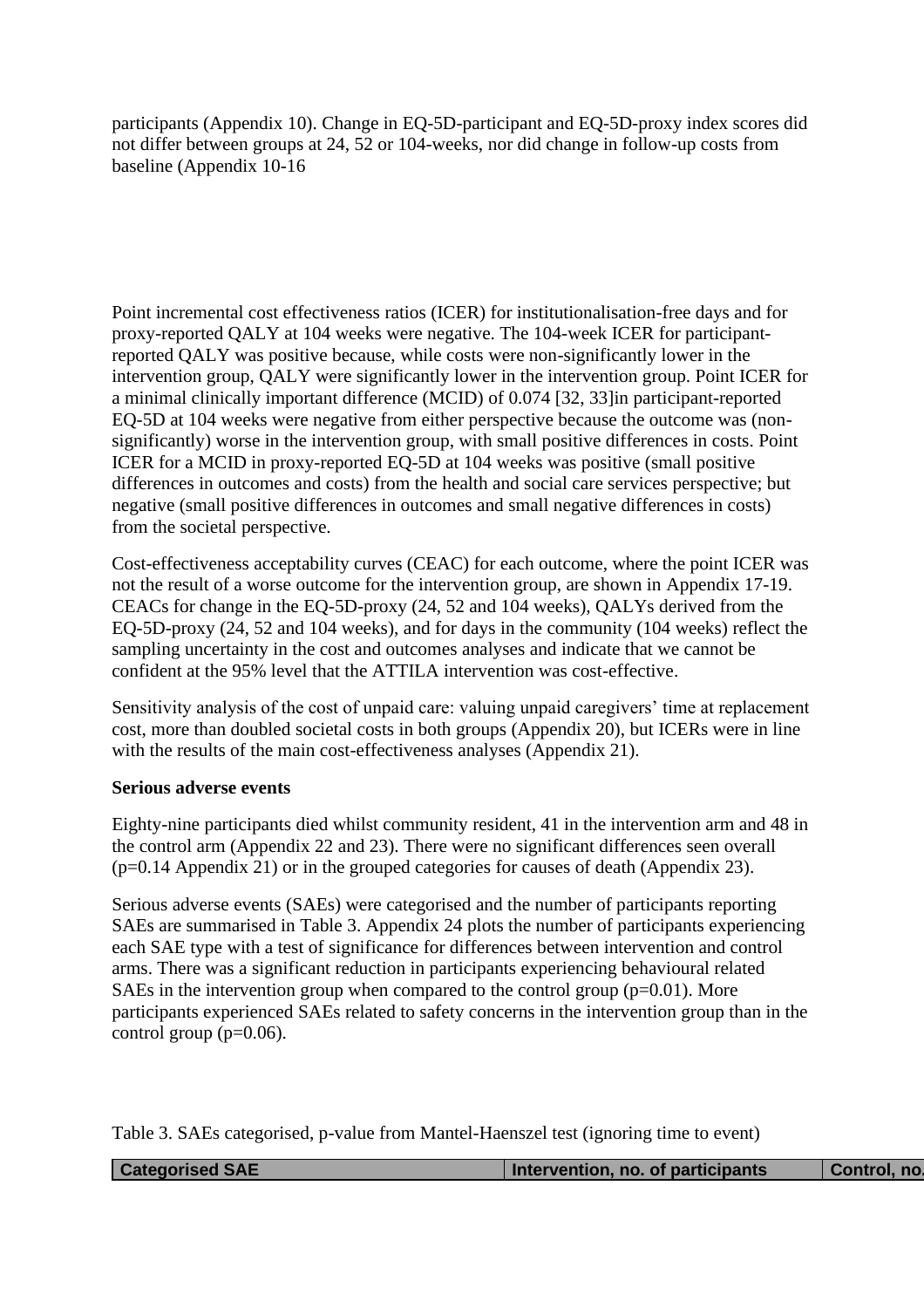participants (Appendix 10). Change in EQ-5D-participant and EQ-5D-proxy index scores did not differ between groups at 24, 52 or 104-weeks, nor did change in follow-up costs from baseline (Appendix 10-16

Point incremental cost effectiveness ratios (ICER) for institutionalisation-free days and for proxy-reported QALY at 104 weeks were negative. The 104-week ICER for participant-reported QALY was positive because, while costs were non-significantly lower in the intervention group, QALY were significantly lower in the intervention group. Point ICER for a minimal clinically important difference (MCID) of 0.074 [32, 33]in participant-reported EQ-5D at 104 weeks were negative from either perspective because the outcome was (non-significantly) worse in the intervention group, with small positive differences in costs. Point ICER for a MCID in proxy-reported EQ-5D at 104 weeks was positive (small positive differences in outcomes and costs) from the health and social care services perspective; but negative (small positive differences in outcomes and small negative differences in costs) from the societal perspective.

Cost-effectiveness acceptability curves (CEAC) for each outcome, where the point ICER was not the result of a worse outcome for the intervention group, are shown in Appendix 17-19. CEACs for change in the EQ-5D-proxy (24, 52 and 104 weeks), QALYs derived from the EQ-5D-proxy (24, 52 and 104 weeks), and for days in the community (104 weeks) reflect the sampling uncertainty in the cost and outcomes analyses and indicate that we cannot be confident at the 95% level that the ATTILA intervention was cost-effective.

Sensitivity analysis of the cost of unpaid care: valuing unpaid caregivers' time at replacement cost, more than doubled societal costs in both groups (Appendix 20), but ICERs were in line with the results of the main cost-effectiveness analyses (Appendix 21).

**Serious adverse events**

Eighty-nine participants died whilst community resident, 41 in the intervention arm and 48 in the control arm (Appendix 22 and 23). There were no significant differences seen overall (p=0.14 Appendix 21) or in the grouped categories for causes of death (Appendix 23).

Serious adverse events (SAEs) were categorised and the number of participants reporting SAEs are summarised in Table 3. Appendix 24 plots the number of participants experiencing each SAE type with a test of significance for differences between intervention and control arms. There was a significant reduction in participants experiencing behavioural related SAEs in the intervention group when compared to the control group (p=0.01). More participants experienced SAEs related to safety concerns in the intervention group than in the control group (p=0.06).

Table 3. SAEs categorised, p-value from Mantel-Haenszel test (ignoring time to event)

| Categorised SAE | Intervention, no. of participants | Control, no. |
|---|---|---|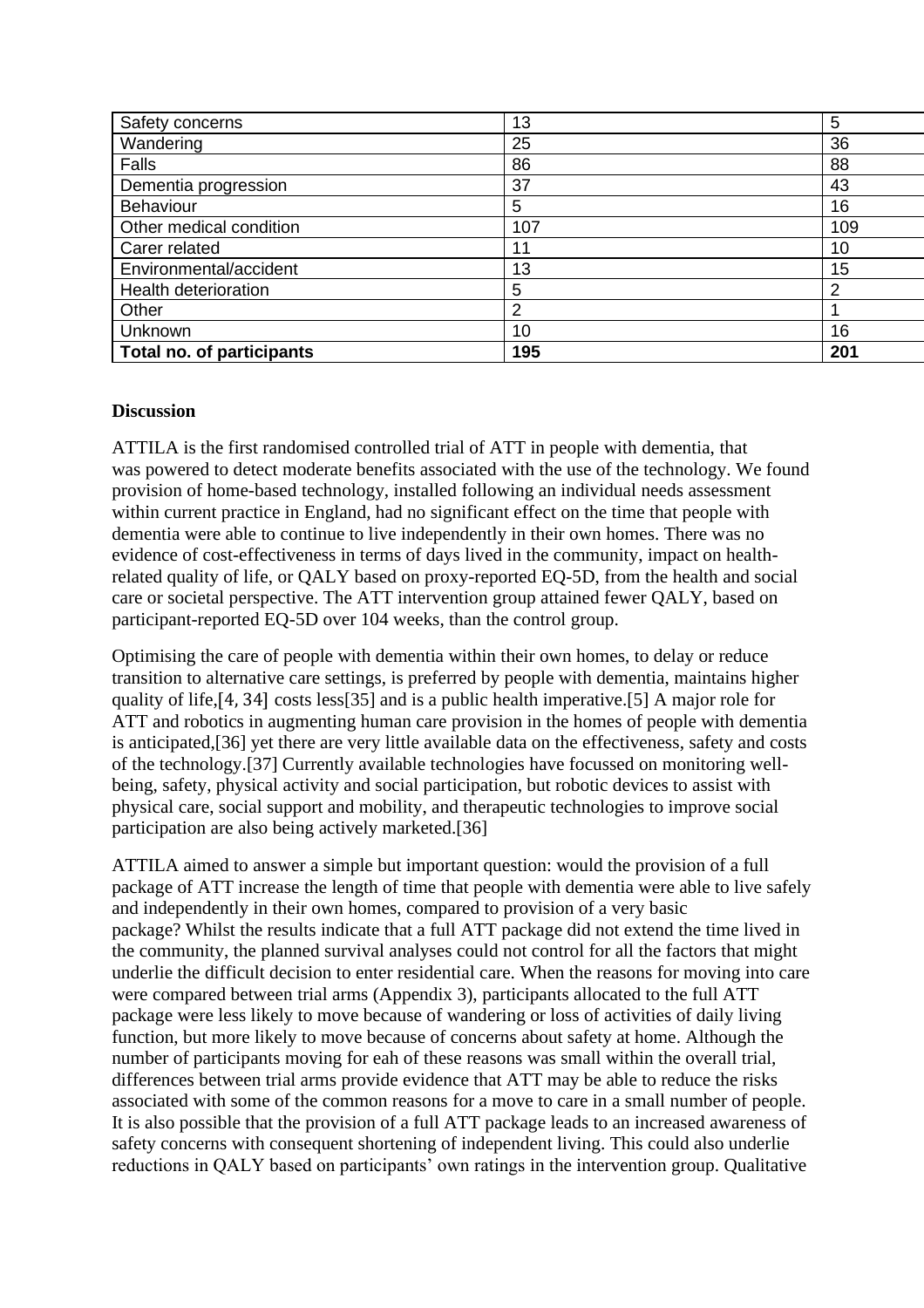| | | |
|---|---|---|
| Safety concerns | 13 | 5 |
| Wandering | 25 | 36 |
| Falls | 86 | 88 |
| Dementia progression | 37 | 43 |
| Behaviour | 5 | 16 |
| Other medical condition | 107 | 109 |
| Carer related | 11 | 10 |
| Environmental/accident | 13 | 15 |
| Health deterioration | 5 | 2 |
| Other | 2 | 1 |
| Unknown | 10 | 16 |
| **Total no. of participants** | **195** | **201** |

**Discussion**

ATTILA is the first randomised controlled trial of ATT in people with dementia, that was powered to detect moderate benefits associated with the use of the technology. We found provision of home-based technology, installed following an individual needs assessment within current practice in England, had no significant effect on the time that people with dementia were able to continue to live independently in their own homes. There was no evidence of cost-effectiveness in terms of days lived in the community, impact on health-related quality of life, or QALY based on proxy-reported EQ-5D, from the health and social care or societal perspective. The ATT intervention group attained fewer QALY, based on participant-reported EQ-5D over 104 weeks, than the control group.

Optimising the care of people with dementia within their own homes, to delay or reduce transition to alternative care settings, is preferred by people with dementia, maintains higher quality of life,[4, 34] costs less[35] and is a public health imperative.[5] A major role for ATT and robotics in augmenting human care provision in the homes of people with dementia is anticipated,[36] yet there are very little available data on the effectiveness, safety and costs of the technology.[37] Currently available technologies have focussed on monitoring well-being, safety, physical activity and social participation, but robotic devices to assist with physical care, social support and mobility, and therapeutic technologies to improve social participation are also being actively marketed.[36]

ATTILA aimed to answer a simple but important question: would the provision of a full package of ATT increase the length of time that people with dementia were able to live safely and independently in their own homes, compared to provision of a very basic package? Whilst the results indicate that a full ATT package did not extend the time lived in the community, the planned survival analyses could not control for all the factors that might underlie the difficult decision to enter residential care. When the reasons for moving into care were compared between trial arms (Appendix 3), participants allocated to the full ATT package were less likely to move because of wandering or loss of activities of daily living function, but more likely to move because of concerns about safety at home. Although the number of participants moving for eah of these reasons was small within the overall trial, differences between trial arms provide evidence that ATT may be able to reduce the risks associated with some of the common reasons for a move to care in a small number of people. It is also possible that the provision of a full ATT package leads to an increased awareness of safety concerns with consequent shortening of independent living. This could also underlie reductions in QALY based on participants' own ratings in the intervention group. Qualitative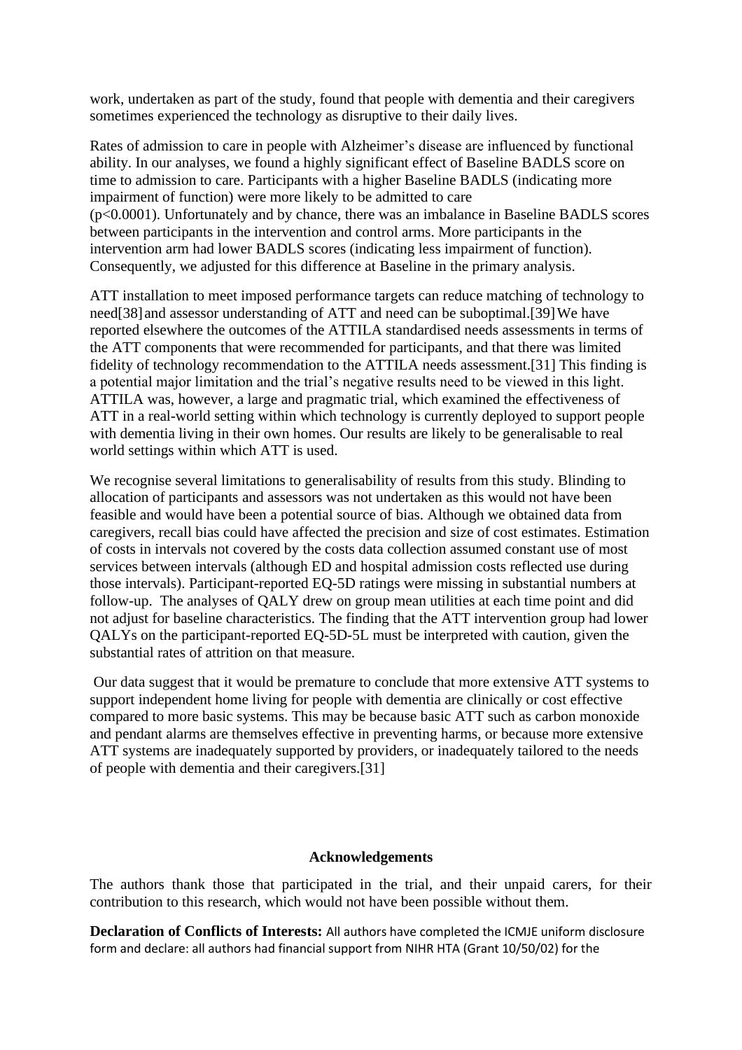work, undertaken as part of the study, found that people with dementia and their caregivers sometimes experienced the technology as disruptive to their daily lives.

Rates of admission to care in people with Alzheimer's disease are influenced by functional ability. In our analyses, we found a highly significant effect of Baseline BADLS score on time to admission to care. Participants with a higher Baseline BADLS (indicating more impairment of function) were more likely to be admitted to care ($p<0.0001$). Unfortunately and by chance, there was an imbalance in Baseline BADLS scores between participants in the intervention and control arms. More participants in the intervention arm had lower BADLS scores (indicating less impairment of function). Consequently, we adjusted for this difference at Baseline in the primary analysis.

ATT installation to meet imposed performance targets can reduce matching of technology to need[38] and assessor understanding of ATT and need can be suboptimal.[39] We have reported elsewhere the outcomes of the ATTILA standardised needs assessments in terms of the ATT components that were recommended for participants, and that there was limited fidelity of technology recommendation to the ATTILA needs assessment.[31] This finding is a potential major limitation and the trial's negative results need to be viewed in this light. ATTILA was, however, a large and pragmatic trial, which examined the effectiveness of ATT in a real-world setting within which technology is currently deployed to support people with dementia living in their own homes. Our results are likely to be generalisable to real world settings within which ATT is used.

We recognise several limitations to generalisability of results from this study. Blinding to allocation of participants and assessors was not undertaken as this would not have been feasible and would have been a potential source of bias. Although we obtained data from caregivers, recall bias could have affected the precision and size of cost estimates. Estimation of costs in intervals not covered by the costs data collection assumed constant use of most services between intervals (although ED and hospital admission costs reflected use during those intervals). Participant-reported EQ-5D ratings were missing in substantial numbers at follow-up. The analyses of QALY drew on group mean utilities at each time point and did not adjust for baseline characteristics. The finding that the ATT intervention group had lower QALYs on the participant-reported EQ-5D-5L must be interpreted with caution, given the substantial rates of attrition on that measure.

Our data suggest that it would be premature to conclude that more extensive ATT systems to support independent home living for people with dementia are clinically or cost effective compared to more basic systems. This may be because basic ATT such as carbon monoxide and pendant alarms are themselves effective in preventing harms, or because more extensive ATT systems are inadequately supported by providers, or inadequately tailored to the needs of people with dementia and their caregivers.[31]

## Acknowledgements

The authors thank those that participated in the trial, and their unpaid carers, for their contribution to this research, which would not have been possible without them.

**Declaration of Conflicts of Interests:** All authors have completed the ICMJE uniform disclosure form and declare: all authors had financial support from NIHR HTA (Grant 10/50/02) for the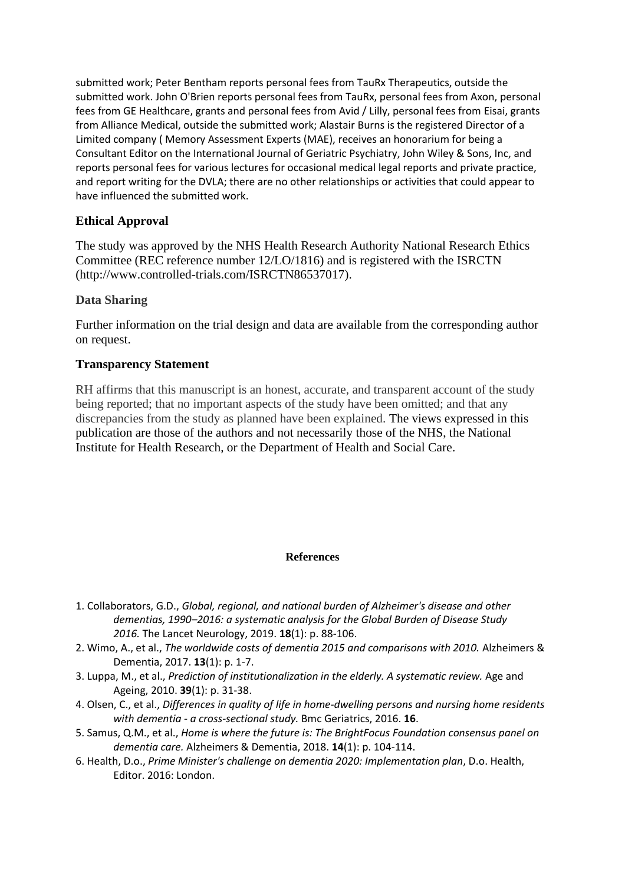submitted work; Peter Bentham reports personal fees from TauRx Therapeutics, outside the submitted work. John O'Brien reports personal fees from TauRx, personal fees from Axon, personal fees from GE Healthcare, grants and personal fees from Avid / Lilly, personal fees from Eisai, grants from Alliance Medical, outside the submitted work; Alastair Burns is the registered Director of a Limited company ( Memory Assessment Experts (MAE), receives an honorarium for being a Consultant Editor on the International Journal of Geriatric Psychiatry, John Wiley & Sons, Inc, and reports personal fees for various lectures for occasional medical legal reports and private practice, and report writing for the DVLA; there are no other relationships or activities that could appear to have influenced the submitted work.

### Ethical Approval

The study was approved by the NHS Health Research Authority National Research Ethics Committee (REC reference number 12/LO/1816) and is registered with the ISRCTN (http://www.controlled-trials.com/ISRCTN86537017).

### Data Sharing

Further information on the trial design and data are available from the corresponding author on request.

### Transparency Statement

RH affirms that this manuscript is an honest, accurate, and transparent account of the study being reported; that no important aspects of the study have been omitted; and that any discrepancies from the study as planned have been explained. The views expressed in this publication are those of the authors and not necessarily those of the NHS, the National Institute for Health Research, or the Department of Health and Social Care.

## References

1. Collaborators, G.D., *Global, regional, and national burden of Alzheimer's disease and other dementias, 1990–2016: a systematic analysis for the Global Burden of Disease Study 2016.* The Lancet Neurology, 2019. **18**(1): p. 88-106.
2. Wimo, A., et al., *The worldwide costs of dementia 2015 and comparisons with 2010.* Alzheimers & Dementia, 2017. **13**(1): p. 1-7.
3. Luppa, M., et al., *Prediction of institutionalization in the elderly. A systematic review.* Age and Ageing, 2010. **39**(1): p. 31-38.
4. Olsen, C., et al., *Differences in quality of life in home-dwelling persons and nursing home residents with dementia - a cross-sectional study.* Bmc Geriatrics, 2016. **16**.
5. Samus, Q.M., et al., *Home is where the future is: The BrightFocus Foundation consensus panel on dementia care.* Alzheimers & Dementia, 2018. **14**(1): p. 104-114.
6. Health, D.o., *Prime Minister's challenge on dementia 2020: Implementation plan*, D.o. Health, Editor. 2016: London.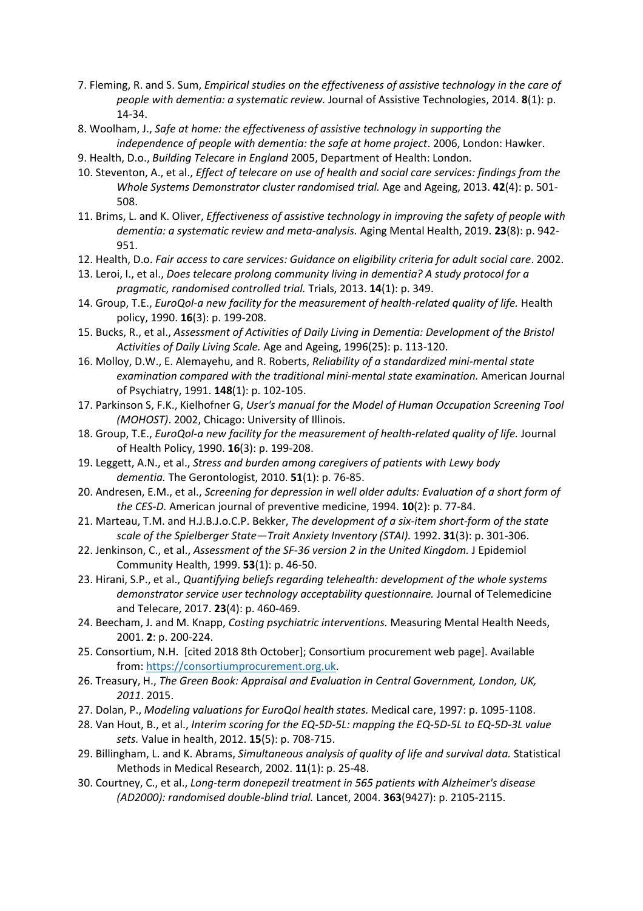7. Fleming, R. and S. Sum, *Empirical studies on the effectiveness of assistive technology in the care of people with dementia: a systematic review.* Journal of Assistive Technologies, 2014. **8**(1): p. 14-34.
8. Woolham, J., *Safe at home: the effectiveness of assistive technology in supporting the independence of people with dementia: the safe at home project*. 2006, London: Hawker.
9. Health, D.o., *Building Telecare in England* 2005, Department of Health: London.
10. Steventon, A., et al., *Effect of telecare on use of health and social care services: findings from the Whole Systems Demonstrator cluster randomised trial.* Age and Ageing, 2013. **42**(4): p. 501-508.
11. Brims, L. and K. Oliver, *Effectiveness of assistive technology in improving the safety of people with dementia: a systematic review and meta-analysis.* Aging Mental Health, 2019. **23**(8): p. 942-951.
12. Health, D.o. *Fair access to care services: Guidance on eligibility criteria for adult social care*. 2002.
13. Leroi, I., et al., *Does telecare prolong community living in dementia? A study protocol for a pragmatic, randomised controlled trial.* Trials, 2013. **14**(1): p. 349.
14. Group, T.E., *EuroQol-a new facility for the measurement of health-related quality of life.* Health policy, 1990. **16**(3): p. 199-208.
15. Bucks, R., et al., *Assessment of Activities of Daily Living in Dementia: Development of the Bristol Activities of Daily Living Scale.* Age and Ageing, 1996(25): p. 113-120.
16. Molloy, D.W., E. Alemayehu, and R. Roberts, *Reliability of a standardized mini-mental state examination compared with the traditional mini-mental state examination.* American Journal of Psychiatry, 1991. **148**(1): p. 102-105.
17. Parkinson S, F.K., Kielhofner G, *User's manual for the Model of Human Occupation Screening Tool (MOHOST)*. 2002, Chicago: University of Illinois.
18. Group, T.E., *EuroQol-a new facility for the measurement of health-related quality of life.* Journal of Health Policy, 1990. **16**(3): p. 199-208.
19. Leggett, A.N., et al., *Stress and burden among caregivers of patients with Lewy body dementia.* The Gerontologist, 2010. **51**(1): p. 76-85.
20. Andresen, E.M., et al., *Screening for depression in well older adults: Evaluation of a short form of the CES-D.* American journal of preventive medicine, 1994. **10**(2): p. 77-84.
21. Marteau, T.M. and H.J.B.J.o.C.P. Bekker, *The development of a six-item short-form of the state scale of the Spielberger State—Trait Anxiety Inventory (STAI).* 1992. **31**(3): p. 301-306.
22. Jenkinson, C., et al., *Assessment of the SF-36 version 2 in the United Kingdom.* J Epidemiol Community Health, 1999. **53**(1): p. 46-50.
23. Hirani, S.P., et al., *Quantifying beliefs regarding telehealth: development of the whole systems demonstrator service user technology acceptability questionnaire.* Journal of Telemedicine and Telecare, 2017. **23**(4): p. 460-469.
24. Beecham, J. and M. Knapp, *Costing psychiatric interventions.* Measuring Mental Health Needs, 2001. **2**: p. 200-224.
25. Consortium, N.H. [cited 2018 8th October]; Consortium procurement web page]. Available from: https://consortiumprocurement.org.uk.
26. Treasury, H., *The Green Book: Appraisal and Evaluation in Central Government, London, UK, 2011*. 2015.
27. Dolan, P., *Modeling valuations for EuroQol health states.* Medical care, 1997: p. 1095-1108.
28. Van Hout, B., et al., *Interim scoring for the EQ-5D-5L: mapping the EQ-5D-5L to EQ-5D-3L value sets.* Value in health, 2012. **15**(5): p. 708-715.
29. Billingham, L. and K. Abrams, *Simultaneous analysis of quality of life and survival data.* Statistical Methods in Medical Research, 2002. **11**(1): p. 25-48.
30. Courtney, C., et al., *Long-term donepezil treatment in 565 patients with Alzheimer's disease (AD2000): randomised double-blind trial.* Lancet, 2004. **363**(9427): p. 2105-2115.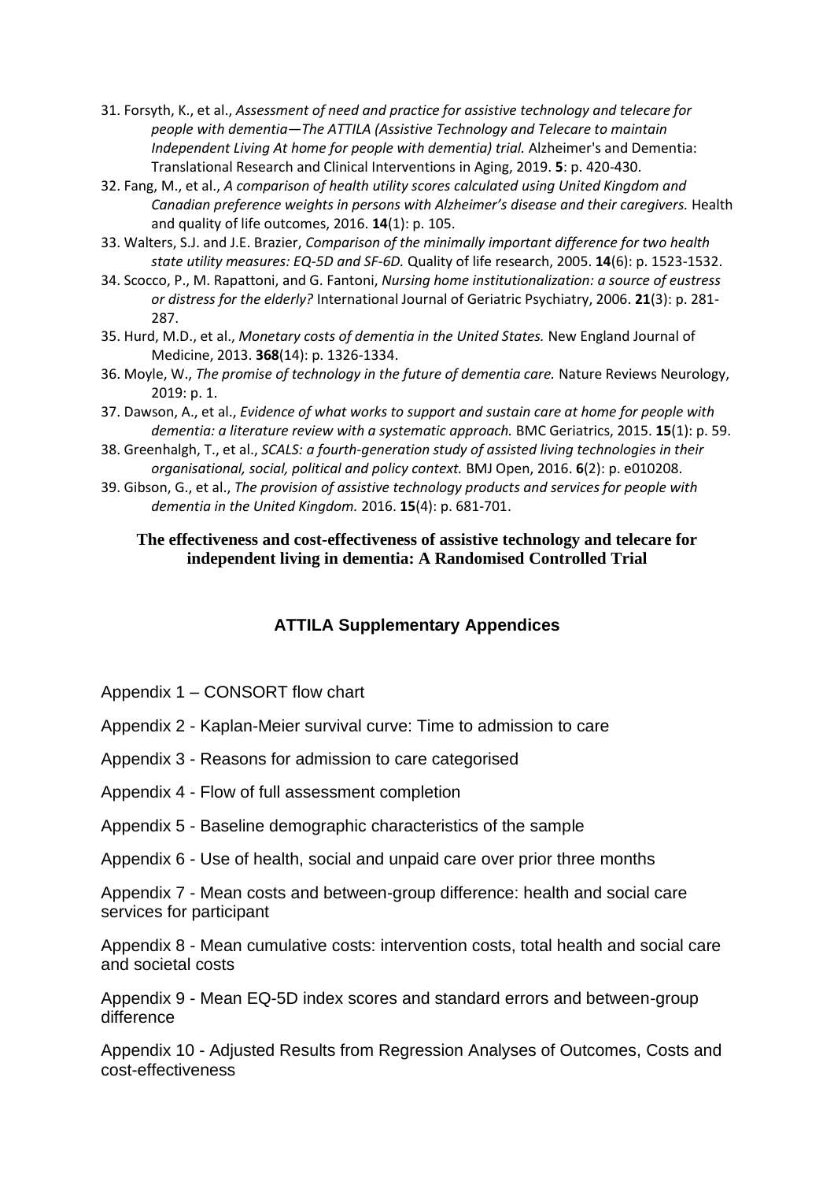31. Forsyth, K., et al., *Assessment of need and practice for assistive technology and telecare for people with dementia—The ATTILA (Assistive Technology and Telecare to maintain Independent Living At home for people with dementia) trial.* Alzheimer's and Dementia: Translational Research and Clinical Interventions in Aging, 2019. **5**: p. 420-430.
32. Fang, M., et al., *A comparison of health utility scores calculated using United Kingdom and Canadian preference weights in persons with Alzheimer's disease and their caregivers.* Health and quality of life outcomes, 2016. **14**(1): p. 105.
33. Walters, S.J. and J.E. Brazier, *Comparison of the minimally important difference for two health state utility measures: EQ-5D and SF-6D.* Quality of life research, 2005. **14**(6): p. 1523-1532.
34. Scocco, P., M. Rapattoni, and G. Fantoni, *Nursing home institutionalization: a source of eustress or distress for the elderly?* International Journal of Geriatric Psychiatry, 2006. **21**(3): p. 281-287.
35. Hurd, M.D., et al., *Monetary costs of dementia in the United States.* New England Journal of Medicine, 2013. **368**(14): p. 1326-1334.
36. Moyle, W., *The promise of technology in the future of dementia care.* Nature Reviews Neurology, 2019: p. 1.
37. Dawson, A., et al., *Evidence of what works to support and sustain care at home for people with dementia: a literature review with a systematic approach.* BMC Geriatrics, 2015. **15**(1): p. 59.
38. Greenhalgh, T., et al., *SCALS: a fourth-generation study of assisted living technologies in their organisational, social, political and policy context.* BMJ Open, 2016. **6**(2): p. e010208.
39. Gibson, G., et al., *The provision of assistive technology products and services for people with dementia in the United Kingdom.* 2016. **15**(4): p. 681-701.

**The effectiveness and cost-effectiveness of assistive technology and telecare for independent living in dementia: A Randomised Controlled Trial**

## ATTILA Supplementary Appendices

Appendix 1 – CONSORT flow chart

Appendix 2 - Kaplan-Meier survival curve: Time to admission to care

Appendix 3 - Reasons for admission to care categorised

Appendix 4 - Flow of full assessment completion

Appendix 5 - Baseline demographic characteristics of the sample

Appendix 6 - Use of health, social and unpaid care over prior three months

Appendix 7 - Mean costs and between-group difference: health and social care services for participant

Appendix 8 - Mean cumulative costs: intervention costs, total health and social care and societal costs

Appendix 9 - Mean EQ-5D index scores and standard errors and between-group difference

Appendix 10 - Adjusted Results from Regression Analyses of Outcomes, Costs and cost-effectiveness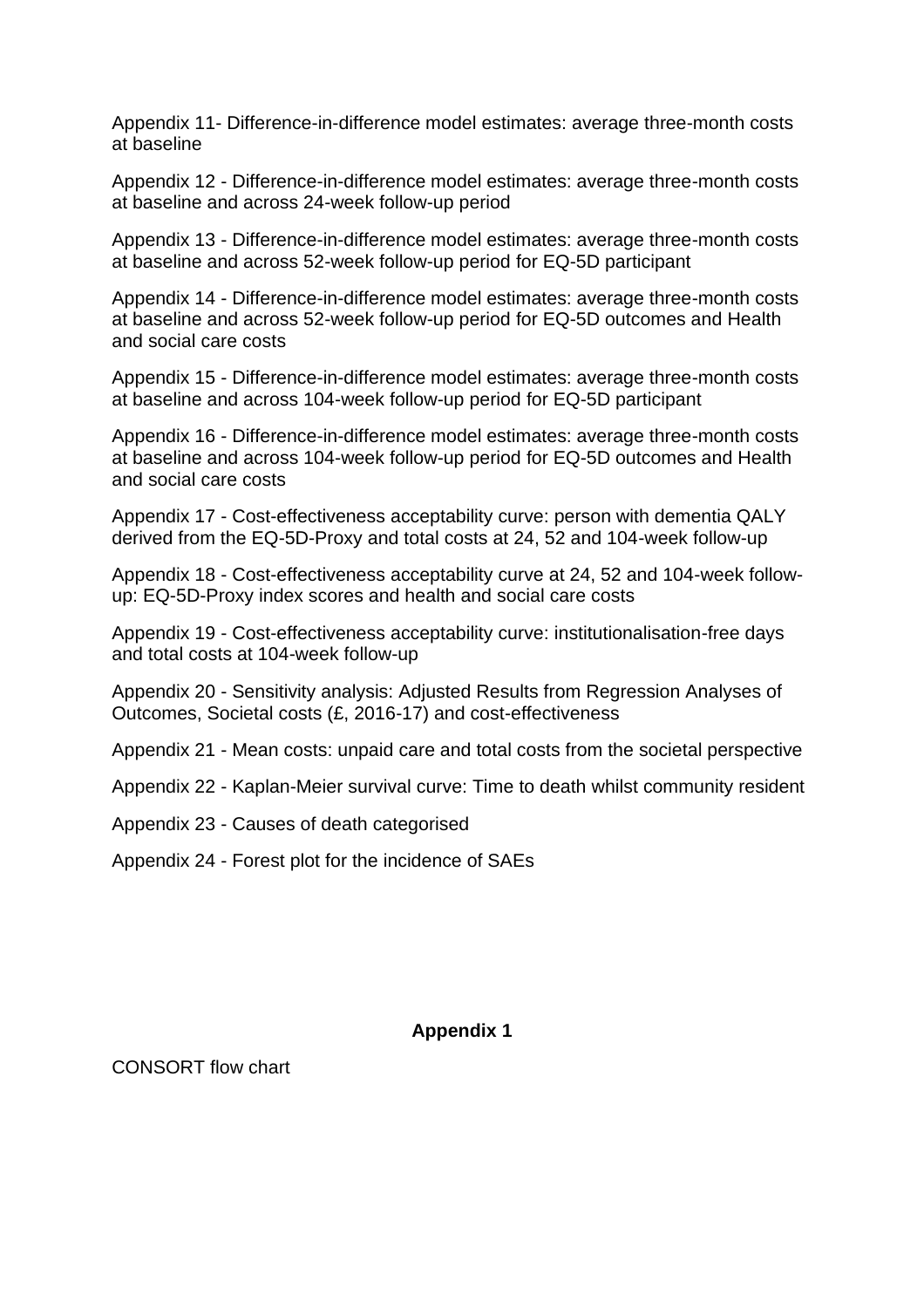Appendix 11- Difference-in-difference model estimates: average three-month costs at baseline

Appendix 12 - Difference-in-difference model estimates: average three-month costs at baseline and across 24-week follow-up period

Appendix 13 - Difference-in-difference model estimates: average three-month costs at baseline and across 52-week follow-up period for EQ-5D participant

Appendix 14 - Difference-in-difference model estimates: average three-month costs at baseline and across 52-week follow-up period for EQ-5D outcomes and Health and social care costs

Appendix 15 - Difference-in-difference model estimates: average three-month costs at baseline and across 104-week follow-up period for EQ-5D participant

Appendix 16 - Difference-in-difference model estimates: average three-month costs at baseline and across 104-week follow-up period for EQ-5D outcomes and Health and social care costs

Appendix 17 - Cost-effectiveness acceptability curve: person with dementia QALY derived from the EQ-5D-Proxy and total costs at 24, 52 and 104-week follow-up

Appendix 18 - Cost-effectiveness acceptability curve at 24, 52 and 104-week follow-up: EQ-5D-Proxy index scores and health and social care costs

Appendix 19 - Cost-effectiveness acceptability curve: institutionalisation-free days and total costs at 104-week follow-up

Appendix 20 - Sensitivity analysis: Adjusted Results from Regression Analyses of Outcomes, Societal costs (£, 2016-17) and cost-effectiveness

Appendix 21 - Mean costs: unpaid care and total costs from the societal perspective

Appendix 22 - Kaplan-Meier survival curve: Time to death whilst community resident

Appendix 23 - Causes of death categorised

Appendix 24 - Forest plot for the incidence of SAEs

## Appendix 1

CONSORT flow chart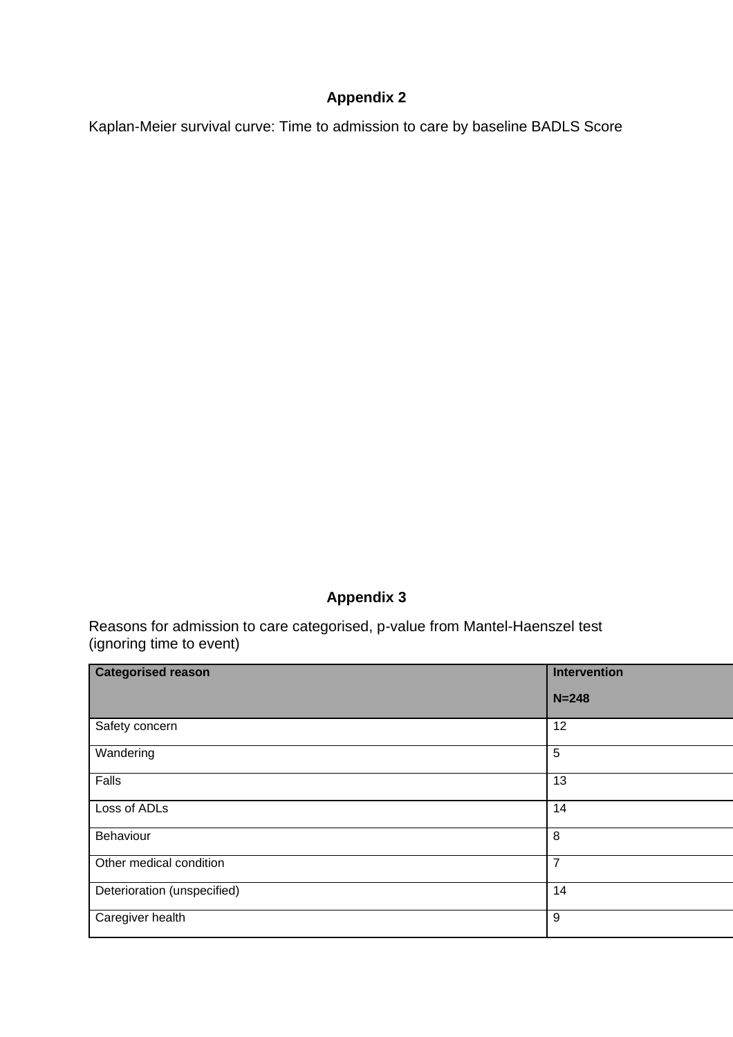## Appendix 2

Kaplan-Meier survival curve: Time to admission to care by baseline BADLS Score

## Appendix 3

Reasons for admission to care categorised, p-value from Mantel-Haenszel test (ignoring time to event)

| Categorised reason | Intervention<br><br>N=248 |
|---|---|
| Safety concern | 12 |
| Wandering | 5 |
| Falls | 13 |
| Loss of ADLs | 14 |
| Behaviour | 8 |
| Other medical condition | 7 |
| Deterioration (unspecified) | 14 |
| Caregiver health | 9 |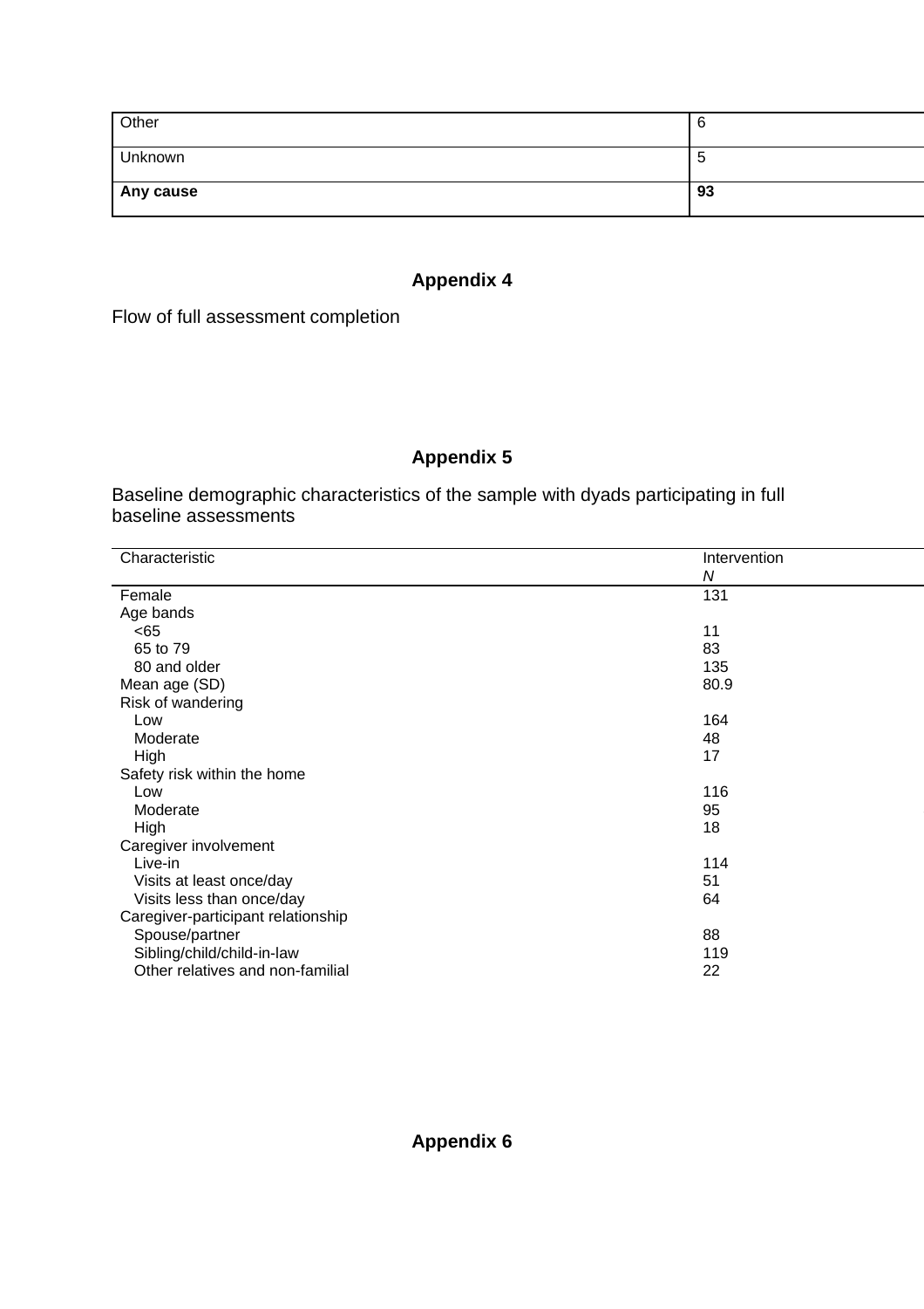| Other | 6 |
|---|---|
| Unknown | 5 |
| **Any cause** | **93** |

**Appendix 4**

Flow of full assessment completion

**Appendix 5**

Baseline demographic characteristics of the sample with dyads participating in full baseline assessments

| Characteristic | Intervention *N* |
|---|---|
| Female | 131 |
| Age bands | |
| <65 | 11 |
| 65 to 79 | 83 |
| 80 and older | 135 |
| Mean age (SD) | 80.9 |
| Risk of wandering | |
| Low | 164 |
| Moderate | 48 |
| High | 17 |
| Safety risk within the home | |
| Low | 116 |
| Moderate | 95 |
| High | 18 |
| Caregiver involvement | |
| Live-in | 114 |
| Visits at least once/day | 51 |
| Visits less than once/day | 64 |
| Caregiver-participant relationship | |
| Spouse/partner | 88 |
| Sibling/child/child-in-law | 119 |
| Other relatives and non-familial | 22 |

**Appendix 6**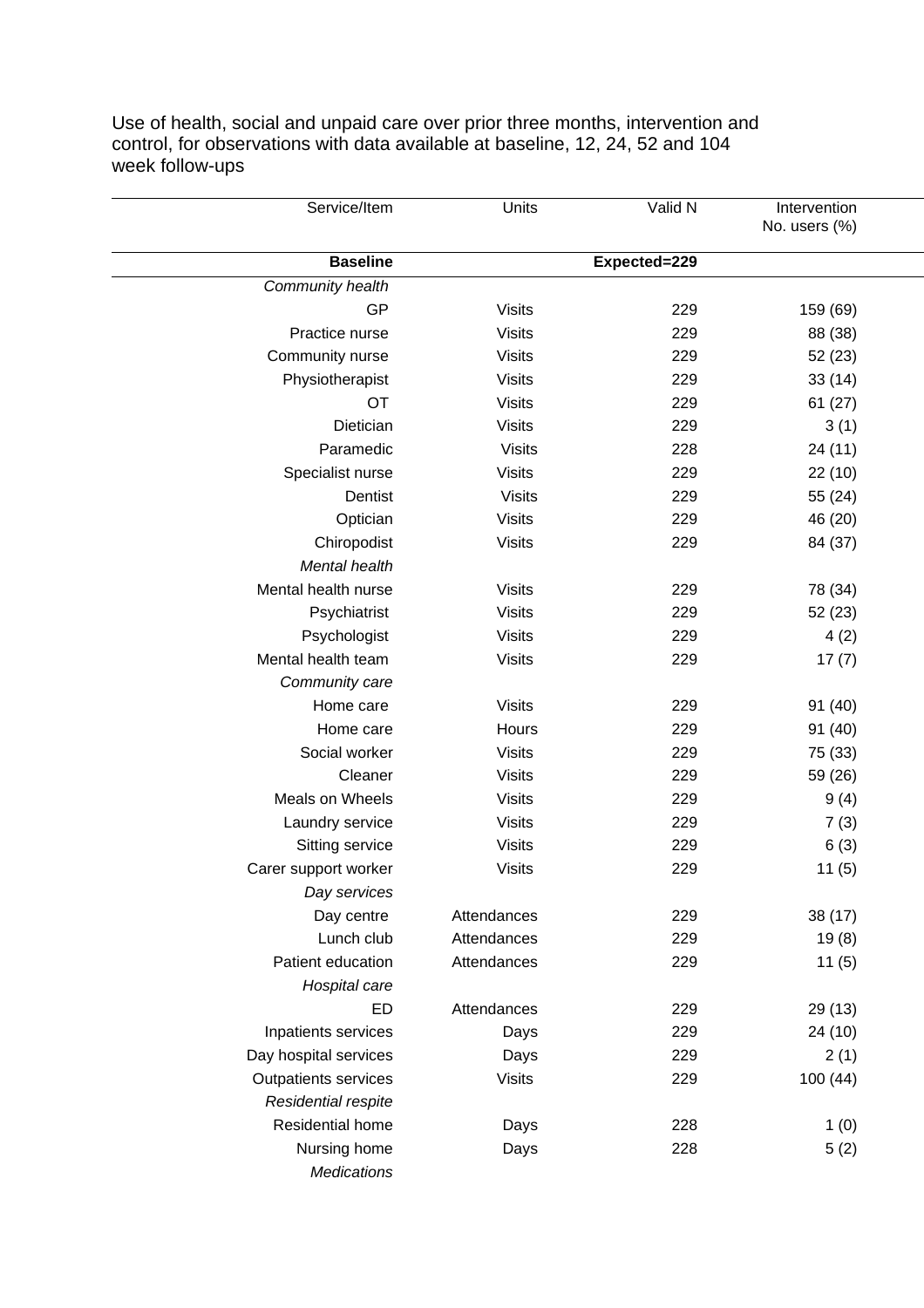Use of health, social and unpaid care over prior three months, intervention and control, for observations with data available at baseline, 12, 24, 52 and 104 week follow-ups

| Service/Item | Units | Valid N | Intervention No. users (%) |
|---|---|---|---|
| **Baseline** | | **Expected=229** | |
| *Community health* | | | |
| GP | Visits | 229 | 159 (69) |
| Practice nurse | Visits | 229 | 88 (38) |
| Community nurse | Visits | 229 | 52 (23) |
| Physiotherapist | Visits | 229 | 33 (14) |
| OT | Visits | 229 | 61 (27) |
| Dietician | Visits | 229 | 3 (1) |
| Paramedic | Visits | 228 | 24 (11) |
| Specialist nurse | Visits | 229 | 22 (10) |
| Dentist | Visits | 229 | 55 (24) |
| Optician | Visits | 229 | 46 (20) |
| Chiropodist | Visits | 229 | 84 (37) |
| *Mental health* | | | |
| Mental health nurse | Visits | 229 | 78 (34) |
| Psychiatrist | Visits | 229 | 52 (23) |
| Psychologist | Visits | 229 | 4 (2) |
| Mental health team | Visits | 229 | 17 (7) |
| *Community care* | | | |
| Home care | Visits | 229 | 91 (40) |
| Home care | Hours | 229 | 91 (40) |
| Social worker | Visits | 229 | 75 (33) |
| Cleaner | Visits | 229 | 59 (26) |
| Meals on Wheels | Visits | 229 | 9 (4) |
| Laundry service | Visits | 229 | 7 (3) |
| Sitting service | Visits | 229 | 6 (3) |
| Carer support worker | Visits | 229 | 11 (5) |
| *Day services* | | | |
| Day centre | Attendances | 229 | 38 (17) |
| Lunch club | Attendances | 229 | 19 (8) |
| Patient education | Attendances | 229 | 11 (5) |
| *Hospital care* | | | |
| ED | Attendances | 229 | 29 (13) |
| Inpatients services | Days | 229 | 24 (10) |
| Day hospital services | Days | 229 | 2 (1) |
| Outpatients services | Visits | 229 | 100 (44) |
| *Residential respite* | | | |
| Residential home | Days | 228 | 1 (0) |
| Nursing home | Days | 228 | 5 (2) |
| *Medications* | | | |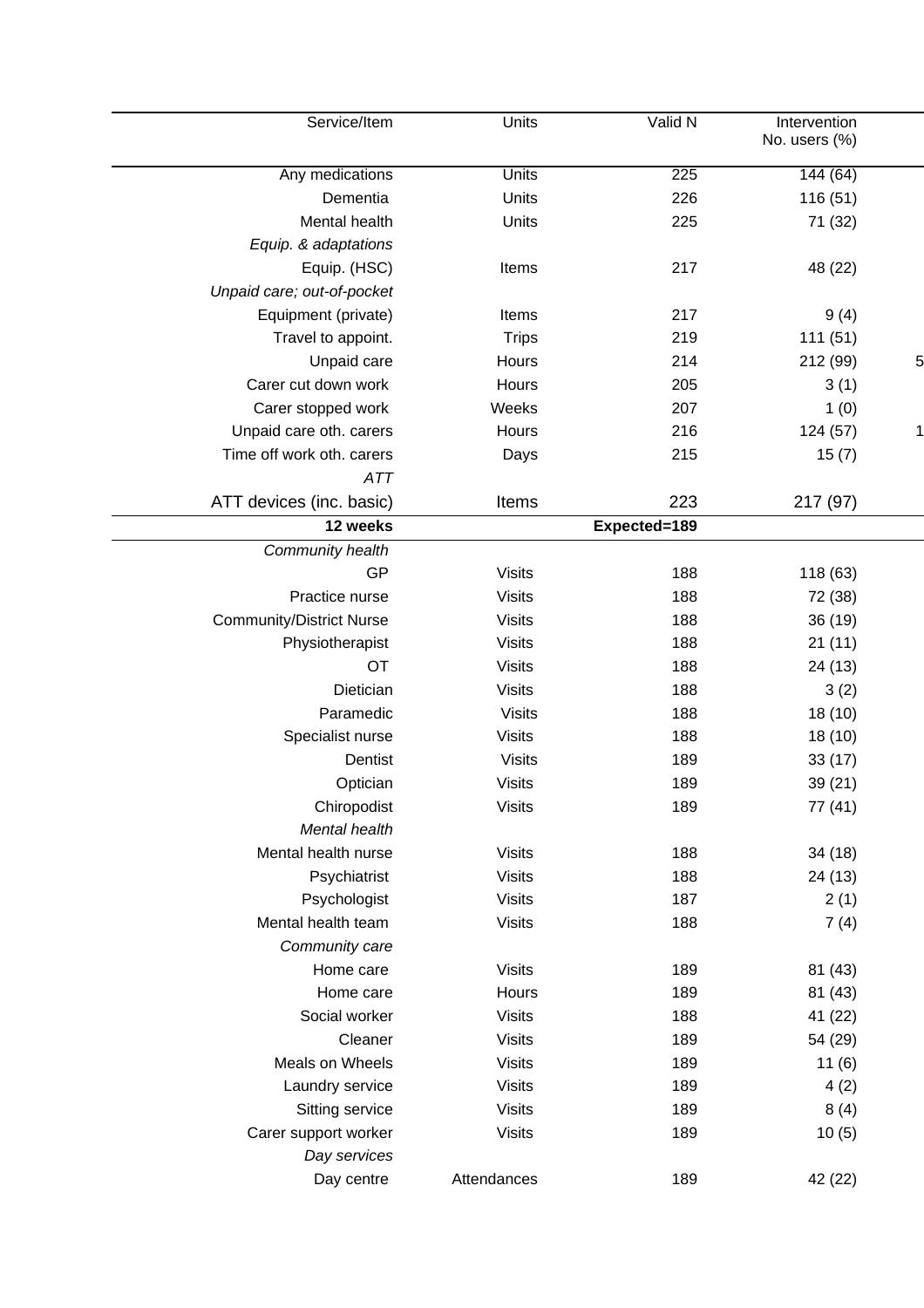| Service/Item | Units | Valid N | Intervention No. users (%) |
|---|---|---|---|
| Any medications | Units | 225 | 144 (64) |
| Dementia | Units | 226 | 116 (51) |
| Mental health | Units | 225 | 71 (32) |
| *Equip. & adaptations* | | | |
| Equip. (HSC) | Items | 217 | 48 (22) |
| *Unpaid care; out-of-pocket* | | | |
| Equipment (private) | Items | 217 | 9 (4) |
| Travel to appoint. | Trips | 219 | 111 (51) |
| Unpaid care | Hours | 214 | 212 (99) |
| Carer cut down work | Hours | 205 | 3 (1) |
| Carer stopped work | Weeks | 207 | 1 (0) |
| Unpaid care oth. carers | Hours | 216 | 124 (57) |
| Time off work oth. carers | Days | 215 | 15 (7) |
| *ATT* | | | |
| ATT devices (inc. basic) | Items | 223 | 217 (97) |
| **12 weeks** | | **Expected=189** | |
| *Community health* | | | |
| GP | Visits | 188 | 118 (63) |
| Practice nurse | Visits | 188 | 72 (38) |
| Community/District Nurse | Visits | 188 | 36 (19) |
| Physiotherapist | Visits | 188 | 21 (11) |
| OT | Visits | 188 | 24 (13) |
| Dietician | Visits | 188 | 3 (2) |
| Paramedic | Visits | 188 | 18 (10) |
| Specialist nurse | Visits | 188 | 18 (10) |
| Dentist | Visits | 189 | 33 (17) |
| Optician | Visits | 189 | 39 (21) |
| Chiropodist | Visits | 189 | 77 (41) |
| *Mental health* | | | |
| Mental health nurse | Visits | 188 | 34 (18) |
| Psychiatrist | Visits | 188 | 24 (13) |
| Psychologist | Visits | 187 | 2 (1) |
| Mental health team | Visits | 188 | 7 (4) |
| *Community care* | | | |
| Home care | Visits | 189 | 81 (43) |
| Home care | Hours | 189 | 81 (43) |
| Social worker | Visits | 188 | 41 (22) |
| Cleaner | Visits | 189 | 54 (29) |
| Meals on Wheels | Visits | 189 | 11 (6) |
| Laundry service | Visits | 189 | 4 (2) |
| Sitting service | Visits | 189 | 8 (4) |
| Carer support worker | Visits | 189 | 10 (5) |
| *Day services* | | | |
| Day centre | Attendances | 189 | 42 (22) |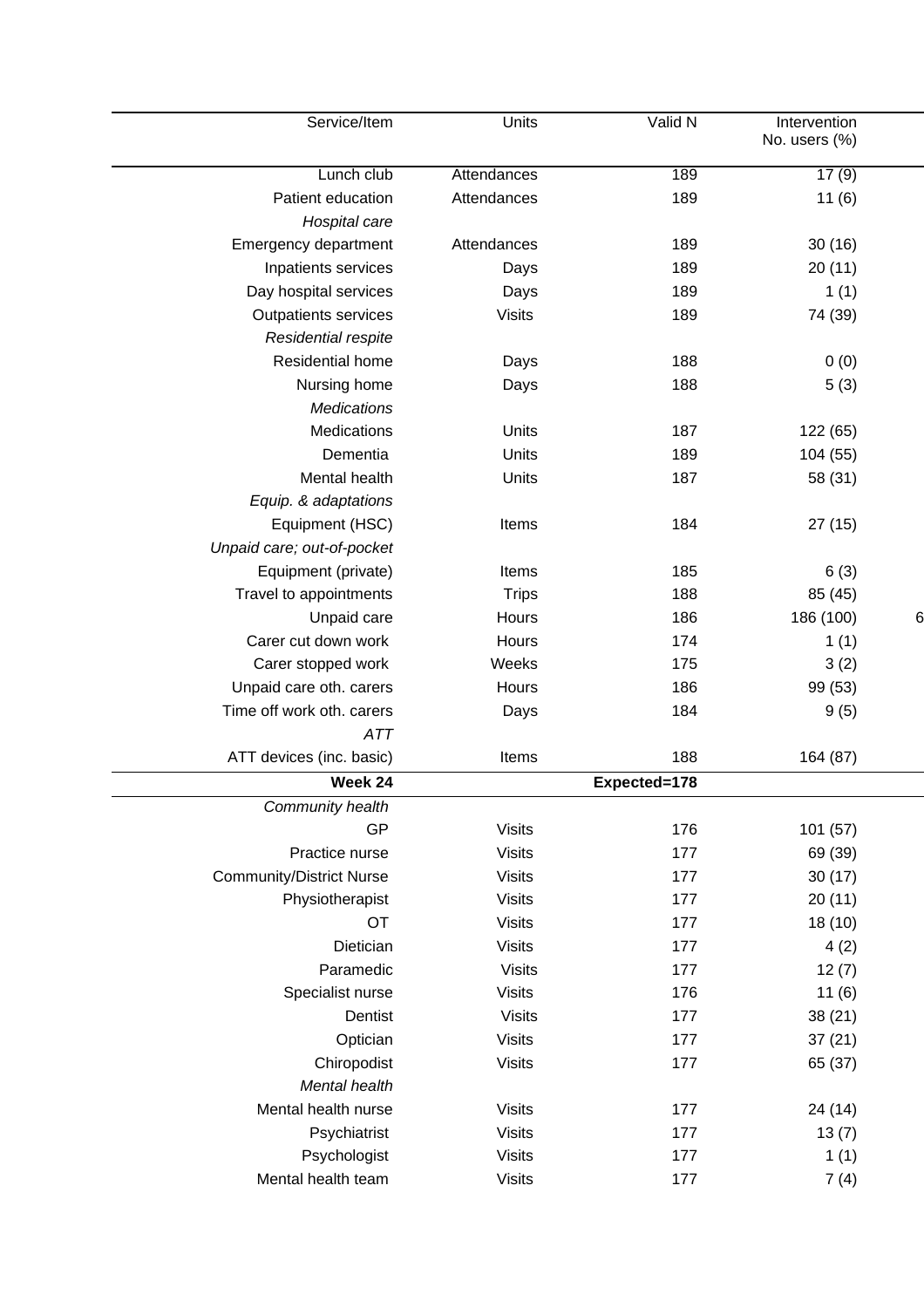| Service/Item | Units | Valid N | Intervention No. users (%) |
|---|---|---|---|
| Lunch club | Attendances | 189 | 17 (9) |
| Patient education | Attendances | 189 | 11 (6) |
| *Hospital care* | | | |
| Emergency department | Attendances | 189 | 30 (16) |
| Inpatients services | Days | 189 | 20 (11) |
| Day hospital services | Days | 189 | 1 (1) |
| Outpatients services | Visits | 189 | 74 (39) |
| *Residential respite* | | | |
| Residential home | Days | 188 | 0 (0) |
| Nursing home | Days | 188 | 5 (3) |
| *Medications* | | | |
| Medications | Units | 187 | 122 (65) |
| Dementia | Units | 189 | 104 (55) |
| Mental health | Units | 187 | 58 (31) |
| *Equip. & adaptations* | | | |
| Equipment (HSC) | Items | 184 | 27 (15) |
| *Unpaid care; out-of-pocket* | | | |
| Equipment (private) | Items | 185 | 6 (3) |
| Travel to appointments | Trips | 188 | 85 (45) |
| Unpaid care | Hours | 186 | 186 (100) |
| Carer cut down work | Hours | 174 | 1 (1) |
| Carer stopped work | Weeks | 175 | 3 (2) |
| Unpaid care oth. carers | Hours | 186 | 99 (53) |
| Time off work oth. carers | Days | 184 | 9 (5) |
| *ATT* | | | |
| ATT devices (inc. basic) | Items | 188 | 164 (87) |
| **Week 24** | | **Expected=178** | |
| *Community health* | | | |
| GP | Visits | 176 | 101 (57) |
| Practice nurse | Visits | 177 | 69 (39) |
| Community/District Nurse | Visits | 177 | 30 (17) |
| Physiotherapist | Visits | 177 | 20 (11) |
| OT | Visits | 177 | 18 (10) |
| Dietician | Visits | 177 | 4 (2) |
| Paramedic | Visits | 177 | 12 (7) |
| Specialist nurse | Visits | 176 | 11 (6) |
| Dentist | Visits | 177 | 38 (21) |
| Optician | Visits | 177 | 37 (21) |
| Chiropodist | Visits | 177 | 65 (37) |
| *Mental health* | | | |
| Mental health nurse | Visits | 177 | 24 (14) |
| Psychiatrist | Visits | 177 | 13 (7) |
| Psychologist | Visits | 177 | 1 (1) |
| Mental health team | Visits | 177 | 7 (4) |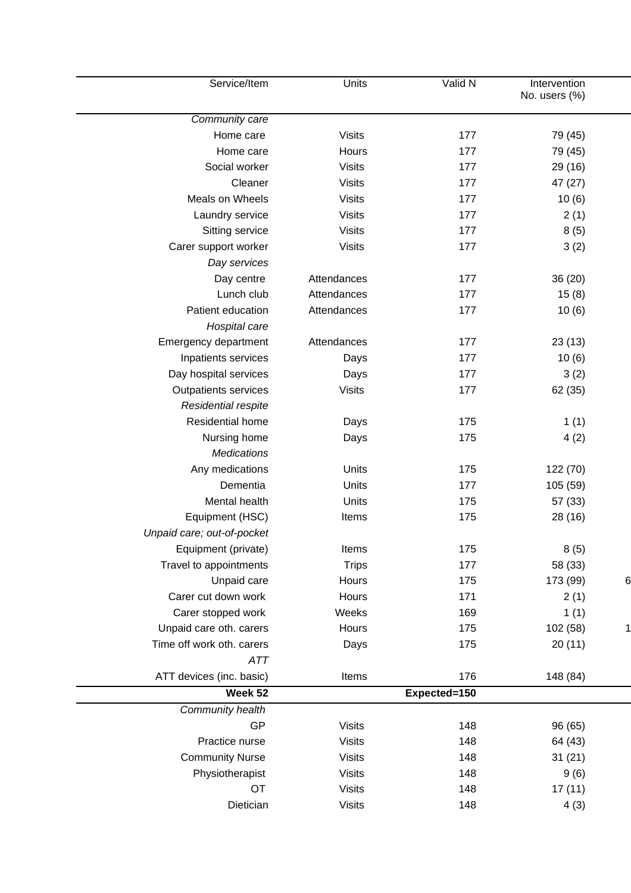| Service/Item | Units | Valid N | Intervention No. users (%) |
|---|---|---|---|
| *Community care* | | | |
| Home care | Visits | 177 | 79 (45) |
| Home care | Hours | 177 | 79 (45) |
| Social worker | Visits | 177 | 29 (16) |
| Cleaner | Visits | 177 | 47 (27) |
| Meals on Wheels | Visits | 177 | 10 (6) |
| Laundry service | Visits | 177 | 2 (1) |
| Sitting service | Visits | 177 | 8 (5) |
| Carer support worker | Visits | 177 | 3 (2) |
| *Day services* | | | |
| Day centre | Attendances | 177 | 36 (20) |
| Lunch club | Attendances | 177 | 15 (8) |
| Patient education | Attendances | 177 | 10 (6) |
| *Hospital care* | | | |
| Emergency department | Attendances | 177 | 23 (13) |
| Inpatients services | Days | 177 | 10 (6) |
| Day hospital services | Days | 177 | 3 (2) |
| Outpatients services | Visits | 177 | 62 (35) |
| *Residential respite* | | | |
| Residential home | Days | 175 | 1 (1) |
| Nursing home | Days | 175 | 4 (2) |
| *Medications* | | | |
| Any medications | Units | 175 | 122 (70) |
| Dementia | Units | 177 | 105 (59) |
| Mental health | Units | 175 | 57 (33) |
| Equipment (HSC) | Items | 175 | 28 (16) |
| *Unpaid care; out-of-pocket* | | | |
| Equipment (private) | Items | 175 | 8 (5) |
| Travel to appointments | Trips | 177 | 58 (33) |
| Unpaid care | Hours | 175 | 173 (99) |
| Carer cut down work | Hours | 171 | 2 (1) |
| Carer stopped work | Weeks | 169 | 1 (1) |
| Unpaid care oth. carers | Hours | 175 | 102 (58) |
| Time off work oth. carers | Days | 175 | 20 (11) |
| *ATT* | | | |
| ATT devices (inc. basic) | Items | 176 | 148 (84) |
| **Week 52** | | **Expected=150** | |
| *Community health* | | | |
| GP | Visits | 148 | 96 (65) |
| Practice nurse | Visits | 148 | 64 (43) |
| Community Nurse | Visits | 148 | 31 (21) |
| Physiotherapist | Visits | 148 | 9 (6) |
| OT | Visits | 148 | 17 (11) |
| Dietician | Visits | 148 | 4 (3) |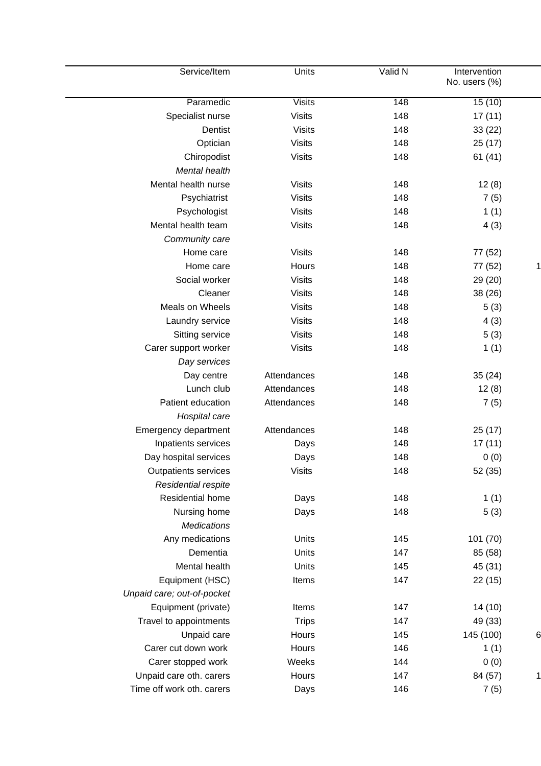| Service/Item | Units | Valid N | Intervention No. users (%) |
|---|---|---|---|
| Paramedic | Visits | 148 | 15 (10) |
| Specialist nurse | Visits | 148 | 17 (11) |
| Dentist | Visits | 148 | 33 (22) |
| Optician | Visits | 148 | 25 (17) |
| Chiropodist | Visits | 148 | 61 (41) |
| *Mental health* | | | |
| Mental health nurse | Visits | 148 | 12 (8) |
| Psychiatrist | Visits | 148 | 7 (5) |
| Psychologist | Visits | 148 | 1 (1) |
| Mental health team | Visits | 148 | 4 (3) |
| *Community care* | | | |
| Home care | Visits | 148 | 77 (52) |
| Home care | Hours | 148 | 77 (52) |
| Social worker | Visits | 148 | 29 (20) |
| Cleaner | Visits | 148 | 38 (26) |
| Meals on Wheels | Visits | 148 | 5 (3) |
| Laundry service | Visits | 148 | 4 (3) |
| Sitting service | Visits | 148 | 5 (3) |
| Carer support worker | Visits | 148 | 1 (1) |
| *Day services* | | | |
| Day centre | Attendances | 148 | 35 (24) |
| Lunch club | Attendances | 148 | 12 (8) |
| Patient education | Attendances | 148 | 7 (5) |
| *Hospital care* | | | |
| Emergency department | Attendances | 148 | 25 (17) |
| Inpatients services | Days | 148 | 17 (11) |
| Day hospital services | Days | 148 | 0 (0) |
| Outpatients services | Visits | 148 | 52 (35) |
| *Residential respite* | | | |
| Residential home | Days | 148 | 1 (1) |
| Nursing home | Days | 148 | 5 (3) |
| *Medications* | | | |
| Any medications | Units | 145 | 101 (70) |
| Dementia | Units | 147 | 85 (58) |
| Mental health | Units | 145 | 45 (31) |
| Equipment (HSC) | Items | 147 | 22 (15) |
| *Unpaid care; out-of-pocket* | | | |
| Equipment (private) | Items | 147 | 14 (10) |
| Travel to appointments | Trips | 147 | 49 (33) |
| Unpaid care | Hours | 145 | 145 (100) |
| Carer cut down work | Hours | 146 | 1 (1) |
| Carer stopped work | Weeks | 144 | 0 (0) |
| Unpaid care oth. carers | Hours | 147 | 84 (57) |
| Time off work oth. carers | Days | 146 | 7 (5) |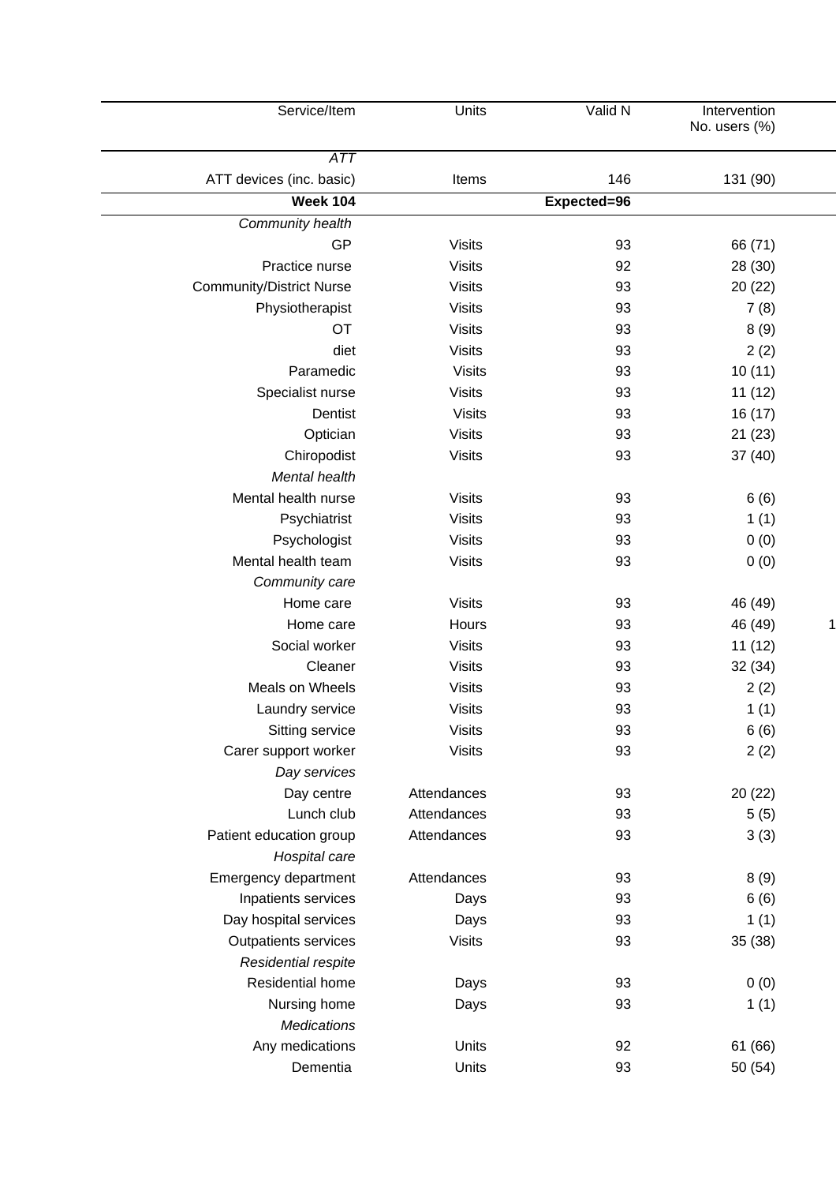| Service/Item | Units | Valid N | Intervention No. users (%) |
|---|---|---|---|
| *ATT* | | | |
| ATT devices (inc. basic) | Items | 146 | 131 (90) |
| **Week 104** | | **Expected=96** | |
| *Community health* | | | |
| GP | Visits | 93 | 66 (71) |
| Practice nurse | Visits | 92 | 28 (30) |
| Community/District Nurse | Visits | 93 | 20 (22) |
| Physiotherapist | Visits | 93 | 7 (8) |
| OT | Visits | 93 | 8 (9) |
| diet | Visits | 93 | 2 (2) |
| Paramedic | Visits | 93 | 10 (11) |
| Specialist nurse | Visits | 93 | 11 (12) |
| Dentist | Visits | 93 | 16 (17) |
| Optician | Visits | 93 | 21 (23) |
| Chiropodist | Visits | 93 | 37 (40) |
| *Mental health* | | | |
| Mental health nurse | Visits | 93 | 6 (6) |
| Psychiatrist | Visits | 93 | 1 (1) |
| Psychologist | Visits | 93 | 0 (0) |
| Mental health team | Visits | 93 | 0 (0) |
| *Community care* | | | |
| Home care | Visits | 93 | 46 (49) |
| Home care | Hours | 93 | 46 (49) |
| Social worker | Visits | 93 | 11 (12) |
| Cleaner | Visits | 93 | 32 (34) |
| Meals on Wheels | Visits | 93 | 2 (2) |
| Laundry service | Visits | 93 | 1 (1) |
| Sitting service | Visits | 93 | 6 (6) |
| Carer support worker | Visits | 93 | 2 (2) |
| *Day services* | | | |
| Day centre | Attendances | 93 | 20 (22) |
| Lunch club | Attendances | 93 | 5 (5) |
| Patient education group | Attendances | 93 | 3 (3) |
| *Hospital care* | | | |
| Emergency department | Attendances | 93 | 8 (9) |
| Inpatients services | Days | 93 | 6 (6) |
| Day hospital services | Days | 93 | 1 (1) |
| Outpatients services | Visits | 93 | 35 (38) |
| *Residential respite* | | | |
| Residential home | Days | 93 | 0 (0) |
| Nursing home | Days | 93 | 1 (1) |
| *Medications* | | | |
| Any medications | Units | 92 | 61 (66) |
| Dementia | Units | 93 | 50 (54) |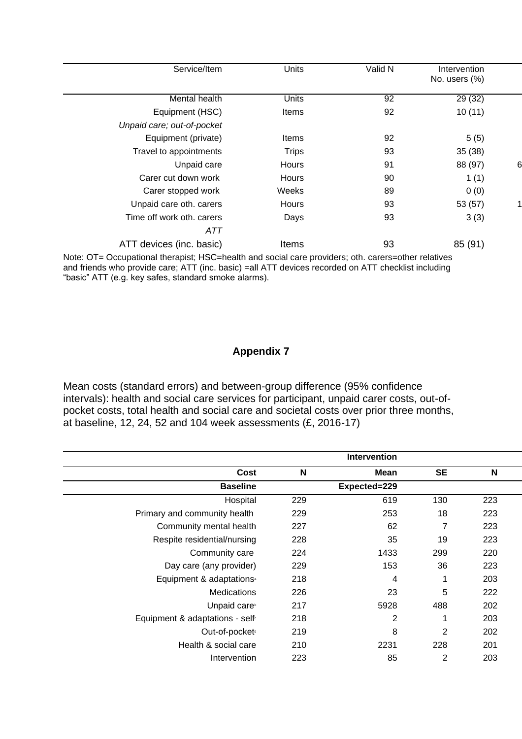| Service/Item | Units | Valid N | Intervention No. users (%) | |
|---|---|---|---|---|
| Mental health | Units | 92 | 29 (32) | |
| Equipment (HSC) | Items | 92 | 10 (11) | |
| *Unpaid care; out-of-pocket* | | | | |
| Equipment (private) | Items | 92 | 5 (5) | |
| Travel to appointments | Trips | 93 | 35 (38) | |
| Unpaid care | Hours | 91 | 88 (97) | 6 |
| Carer cut down work | Hours | 90 | 1 (1) | |
| Carer stopped work | Weeks | 89 | 0 (0) | |
| Unpaid care oth. carers | Hours | 93 | 53 (57) | 1 |
| Time off work oth. carers | Days | 93 | 3 (3) | |
| *ATT* | | | | |
| ATT devices (inc. basic) | Items | 93 | 85 (91) | |

Note: OT= Occupational therapist; HSC=health and social care providers; oth. carers=other relatives and friends who provide care; ATT (inc. basic) =all ATT devices recorded on ATT checklist including "basic" ATT (e.g. key safes, standard smoke alarms).

## Appendix 7

Mean costs (standard errors) and between-group difference (95% confidence intervals): health and social care services for participant, unpaid carer costs, out-of-pocket costs, total health and social care and societal costs over prior three months, at baseline, 12, 24, 52 and 104 week assessments (£, 2016-17)

| | Intervention | | | |
|---|---|---|---|---|
| **Cost** | **N** | **Mean** | **SE** | **N** |
| **Baseline** | | **Expected=229** | | |
| Hospital | 229 | 619 | 130 | 223 |
| Primary and community health | 229 | 253 | 18 | 223 |
| Community mental health | 227 | 62 | 7 | 223 |
| Respite residential/nursing | 228 | 35 | 19 | 223 |
| Community care | 224 | 1433 | 299 | 220 |
| Day care (any provider) | 229 | 153 | 36 | 223 |
| Equipment & adaptations[a] | 218 | 4 | 1 | 203 |
| Medications | 226 | 23 | 5 | 222 |
| Unpaid care[b] | 217 | 5928 | 488 | 202 |
| Equipment & adaptations - self[c] | 218 | 2 | 1 | 203 |
| Out-of-pocket[d] | 219 | 8 | 2 | 202 |
| Health & social care | 210 | 2231 | 228 | 201 |
| Intervention | 223 | 85 | 2 | 203 |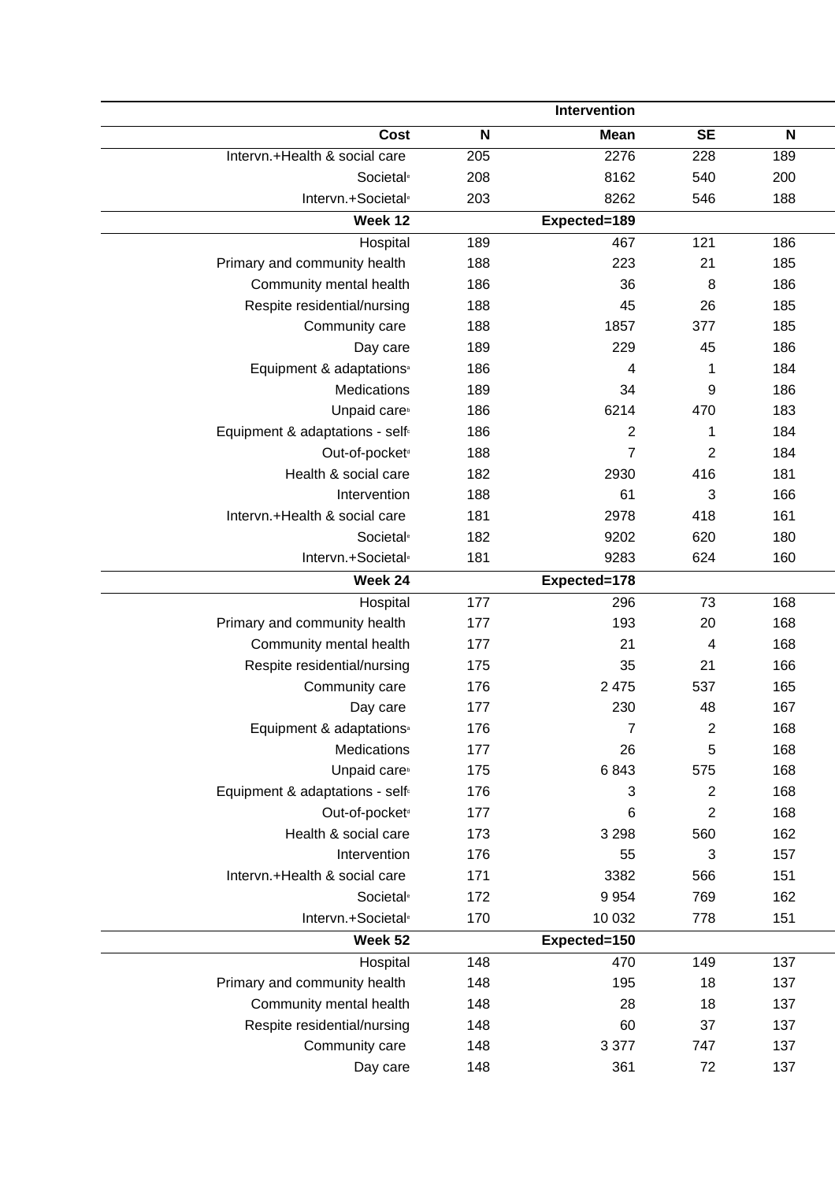| Cost | Intervention | | | |
|---|---|---|---|---|
| | N | Mean | SE | N |
| Intervn.+Health & social care | 205 | 2276 | 228 | 189 |
| Societal[e] | 208 | 8162 | 540 | 200 |
| Intervn.+Societal[e] | 203 | 8262 | 546 | 188 |
| **Week 12** | | **Expected=189** | | |
| Hospital | 189 | 467 | 121 | 186 |
| Primary and community health | 188 | 223 | 21 | 185 |
| Community mental health | 186 | 36 | 8 | 186 |
| Respite residential/nursing | 188 | 45 | 26 | 185 |
| Community care | 188 | 1857 | 377 | 185 |
| Day care | 189 | 229 | 45 | 186 |
| Equipment & adaptations[a] | 186 | 4 | 1 | 184 |
| Medications | 189 | 34 | 9 | 186 |
| Unpaid care[b] | 186 | 6214 | 470 | 183 |
| Equipment & adaptations - self[c] | 186 | 2 | 1 | 184 |
| Out-of-pocket[d] | 188 | 7 | 2 | 184 |
| Health & social care | 182 | 2930 | 416 | 181 |
| Intervention | 188 | 61 | 3 | 166 |
| Intervn.+Health & social care | 181 | 2978 | 418 | 161 |
| Societal[e] | 182 | 9202 | 620 | 180 |
| Intervn.+Societal[e] | 181 | 9283 | 624 | 160 |
| **Week 24** | | **Expected=178** | | |
| Hospital | 177 | 296 | 73 | 168 |
| Primary and community health | 177 | 193 | 20 | 168 |
| Community mental health | 177 | 21 | 4 | 168 |
| Respite residential/nursing | 175 | 35 | 21 | 166 |
| Community care | 176 | 2 475 | 537 | 165 |
| Day care | 177 | 230 | 48 | 167 |
| Equipment & adaptations[a] | 176 | 7 | 2 | 168 |
| Medications | 177 | 26 | 5 | 168 |
| Unpaid care[b] | 175 | 6 843 | 575 | 168 |
| Equipment & adaptations - self[c] | 176 | 3 | 2 | 168 |
| Out-of-pocket[d] | 177 | 6 | 2 | 168 |
| Health & social care | 173 | 3 298 | 560 | 162 |
| Intervention | 176 | 55 | 3 | 157 |
| Intervn.+Health & social care | 171 | 3382 | 566 | 151 |
| Societal[e] | 172 | 9 954 | 769 | 162 |
| Intervn.+Societal[e] | 170 | 10 032 | 778 | 151 |
| **Week 52** | | **Expected=150** | | |
| Hospital | 148 | 470 | 149 | 137 |
| Primary and community health | 148 | 195 | 18 | 137 |
| Community mental health | 148 | 28 | 18 | 137 |
| Respite residential/nursing | 148 | 60 | 37 | 137 |
| Community care | 148 | 3 377 | 747 | 137 |
| Day care | 148 | 361 | 72 | 137 |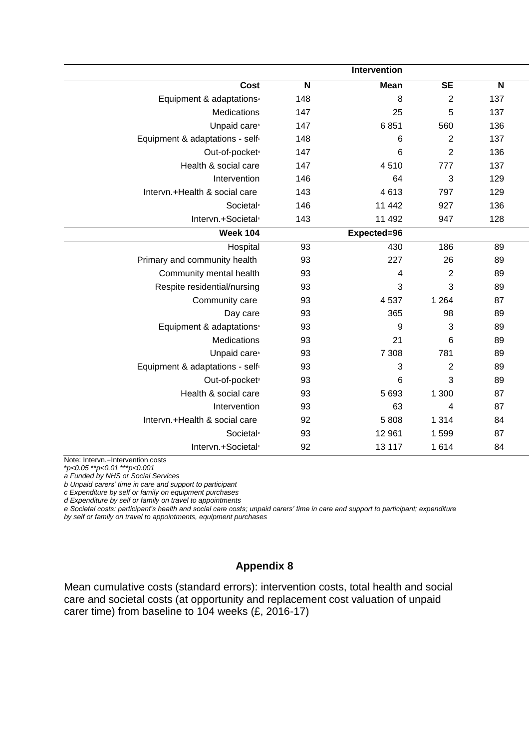| | | Intervention | | |
|---|---|---|---|---|
| Cost | N | Mean | SE | N |
| Equipment & adaptations[a] | 148 | 8 | 2 | 137 |
| Medications | 147 | 25 | 5 | 137 |
| Unpaid care[b] | 147 | 6 851 | 560 | 136 |
| Equipment & adaptations - self[c] | 148 | 6 | 2 | 137 |
| Out-of-pocket[d] | 147 | 6 | 2 | 136 |
| Health & social care | 147 | 4 510 | 777 | 137 |
| Intervention | 146 | 64 | 3 | 129 |
| Intervn.+Health & social care | 143 | 4 613 | 797 | 129 |
| Societal[e] | 146 | 11 442 | 927 | 136 |
| Intervn.+Societal[e] | 143 | 11 492 | 947 | 128 |
| **Week 104** | | **Expected=96** | | |
| Hospital | 93 | 430 | 186 | 89 |
| Primary and community health | 93 | 227 | 26 | 89 |
| Community mental health | 93 | 4 | 2 | 89 |
| Respite residential/nursing | 93 | 3 | 3 | 89 |
| Community care | 93 | 4 537 | 1 264 | 87 |
| Day care | 93 | 365 | 98 | 89 |
| Equipment & adaptations[a] | 93 | 9 | 3 | 89 |
| Medications | 93 | 21 | 6 | 89 |
| Unpaid care[b] | 93 | 7 308 | 781 | 89 |
| Equipment & adaptations - self[c] | 93 | 3 | 2 | 89 |
| Out-of-pocket[d] | 93 | 6 | 3 | 89 |
| Health & social care | 93 | 5 693 | 1 300 | 87 |
| Intervention | 93 | 63 | 4 | 87 |
| Intervn.+Health & social care | 92 | 5 808 | 1 314 | 84 |
| Societal[e] | 93 | 12 961 | 1 599 | 87 |
| Intervn.+Societal[e] | 92 | 13 117 | 1 614 | 84 |

Note: Intervn.=Intervention costs

**p<0.05 **p<0.01 ***p<0.001*

*a Funded by NHS or Social Services*

*b Unpaid carers' time in care and support to participant*

*c Expenditure by self or family on equipment purchases*

*d Expenditure by self or family on travel to appointments*

*e Societal costs: participant's health and social care costs; unpaid carers' time in care and support to participant; expenditure by self or family on travel to appointments, equipment purchases*

## Appendix 8

Mean cumulative costs (standard errors): intervention costs, total health and social care and societal costs (at opportunity and replacement cost valuation of unpaid carer time) from baseline to 104 weeks (£, 2016-17)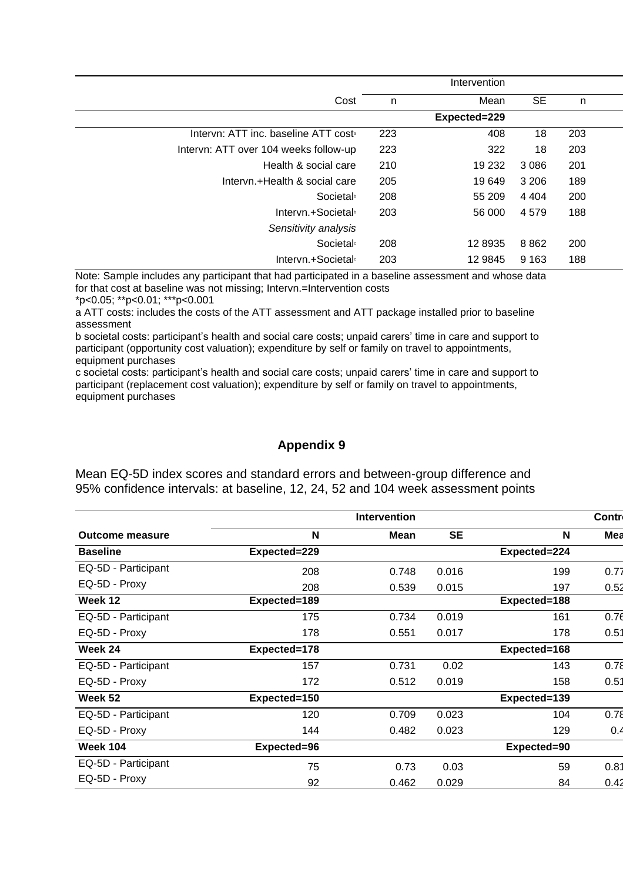| Cost | Intervention | | | |
|---|---|---|---|---|
| | n | Mean | SE | n |
| | | Expected=229 | | |
| Intervn: ATT inc. baseline ATT cost[a] | 223 | 408 | 18 | 203 |
| Intervn: ATT over 104 weeks follow-up | 223 | 322 | 18 | 203 |
| Health & social care | 210 | 19 232 | 3 086 | 201 |
| Intervn.+Health & social care | 205 | 19 649 | 3 206 | 189 |
| Societal[b] | 208 | 55 209 | 4 404 | 200 |
| Intervn.+Societal[b] | 203 | 56 000 | 4 579 | 188 |
| *Sensitivity analysis* | | | | |
| Societal[c] | 208 | 12 8935 | 8 862 | 200 |
| Intervn.+Societal[c] | 203 | 12 9845 | 9 163 | 188 |

Note: Sample includes any participant that had participated in a baseline assessment and whose data for that cost at baseline was not missing; Intervn.=Intervention costs

*p<0.05; **p<0.01; ***p<0.001

a ATT costs: includes the costs of the ATT assessment and ATT package installed prior to baseline assessment

b societal costs: participant's health and social care costs; unpaid carers' time in care and support to participant (opportunity cost valuation); expenditure by self or family on travel to appointments, equipment purchases

c societal costs: participant's health and social care costs; unpaid carers' time in care and support to participant (replacement cost valuation); expenditure by self or family on travel to appointments, equipment purchases

## Appendix 9

Mean EQ-5D index scores and standard errors and between-group difference and 95% confidence intervals: at baseline, 12, 24, 52 and 104 week assessment points

| | Intervention | | | Contr | |
|---|---|---|---|---|---|
| **Outcome measure** | **N** | **Mean** | **SE** | **N** | **Mea** |
| **Baseline** | **Expected=229** | | | **Expected=224** | |
| EQ-5D - Participant | 208 | 0.748 | 0.016 | 199 | 0.77 |
| EQ-5D - Proxy | 208 | 0.539 | 0.015 | 197 | 0.52 |
| **Week 12** | **Expected=189** | | | **Expected=188** | |
| EQ-5D - Participant | 175 | 0.734 | 0.019 | 161 | 0.76 |
| EQ-5D - Proxy | 178 | 0.551 | 0.017 | 178 | 0.51 |
| **Week 24** | **Expected=178** | | | **Expected=168** | |
| EQ-5D - Participant | 157 | 0.731 | 0.02 | 143 | 0.78 |
| EQ-5D - Proxy | 172 | 0.512 | 0.019 | 158 | 0.51 |
| **Week 52** | **Expected=150** | | | **Expected=139** | |
| EQ-5D - Participant | 120 | 0.709 | 0.023 | 104 | 0.78 |
| EQ-5D - Proxy | 144 | 0.482 | 0.023 | 129 | 0.4 |
| **Week 104** | **Expected=96** | | | **Expected=90** | |
| EQ-5D - Participant | 75 | 0.73 | 0.03 | 59 | 0.81 |
| EQ-5D - Proxy | 92 | 0.462 | 0.029 | 84 | 0.42 |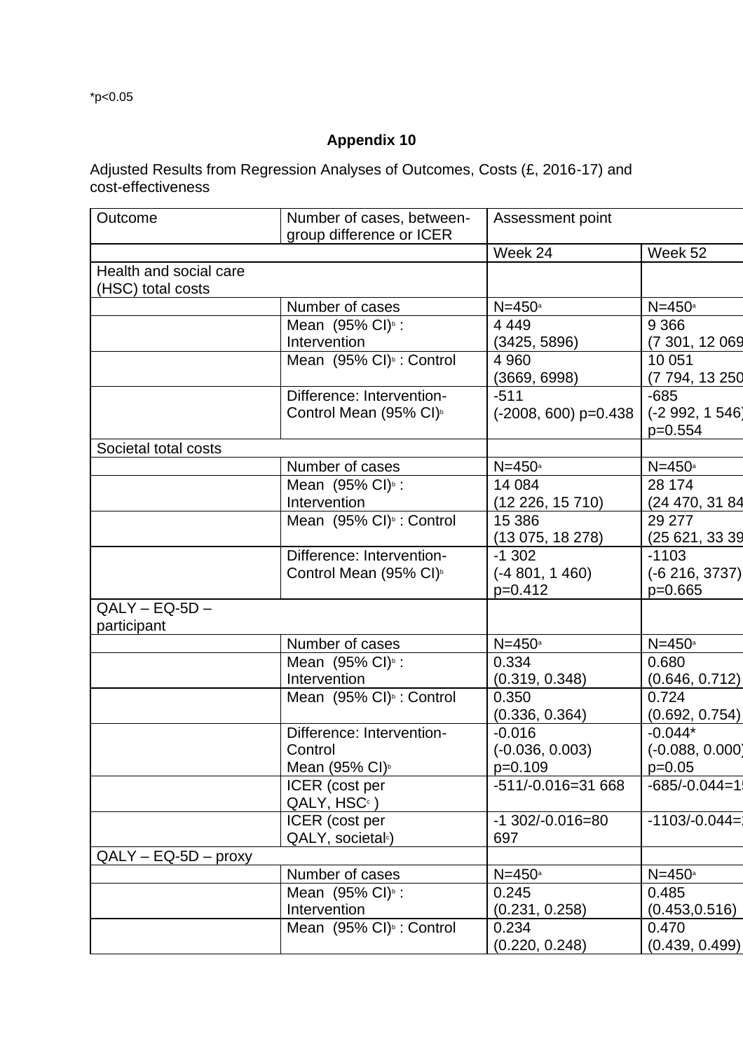*p<0.05

**Appendix 10**

Adjusted Results from Regression Analyses of Outcomes, Costs (£, 2016-17) and cost-effectiveness

| Outcome | Number of cases, between-group difference or ICER | Assessment point | |
|---|---|---|---|
| | | Week 24 | Week 52 |
| Health and social care (HSC) total costs | | | |
| | Number of cases | N=450[a] | N=450[a] |
| | Mean (95% CI)[b] : Intervention | 4 449 (3425, 5896) | 9 366 (7 301, 12 069 |
| | Mean (95% CI)[b] : Control | 4 960 (3669, 6998) | 10 051 (7 794, 13 250 |
| | Difference: Intervention-Control Mean (95% CI)[b] | -511 (-2008, 600) p=0.438 | -685 (-2 992, 1 546) p=0.554 |
| Societal total costs | | | |
| | Number of cases | N=450[a] | N=450[a] |
| | Mean (95% CI)[b] : Intervention | 14 084 (12 226, 15 710) | 28 174 (24 470, 31 84 |
| | Mean (95% CI)[b] : Control | 15 386 (13 075, 18 278) | 29 277 (25 621, 33 39 |
| | Difference: Intervention-Control Mean (95% CI)[b] | -1 302 (-4 801, 1 460) p=0.412 | -1103 (-6 216, 3737) p=0.665 |
| QALY – EQ-5D – participant | | | |
| | Number of cases | N=450[a] | N=450[a] |
| | Mean (95% CI)[b] : Intervention | 0.334 (0.319, 0.348) | 0.680 (0.646, 0.712) |
| | Mean (95% CI)[b] : Control | 0.350 (0.336, 0.364) | 0.724 (0.692, 0.754) |
| | Difference: Intervention-Control Mean (95% CI)[b] | -0.016 (-0.036, 0.003) p=0.109 | -0.044* (-0.088, 0.000) p=0.05 |
| | ICER (cost per QALY, HSC[c] ) | -511/-0.016=31 668 | -685/-0.044=1 |
| | ICER (cost per QALY, societal[c]) | -1 302/-0.016=80 697 | -1103/-0.044= |
| QALY – EQ-5D – proxy | | | |
| | Number of cases | N=450[a] | N=450[a] |
| | Mean (95% CI)[b] : Intervention | 0.245 (0.231, 0.258) | 0.485 (0.453,0.516) |
| | Mean (95% CI)[b] : Control | 0.234 (0.220, 0.248) | 0.470 (0.439, 0.499) |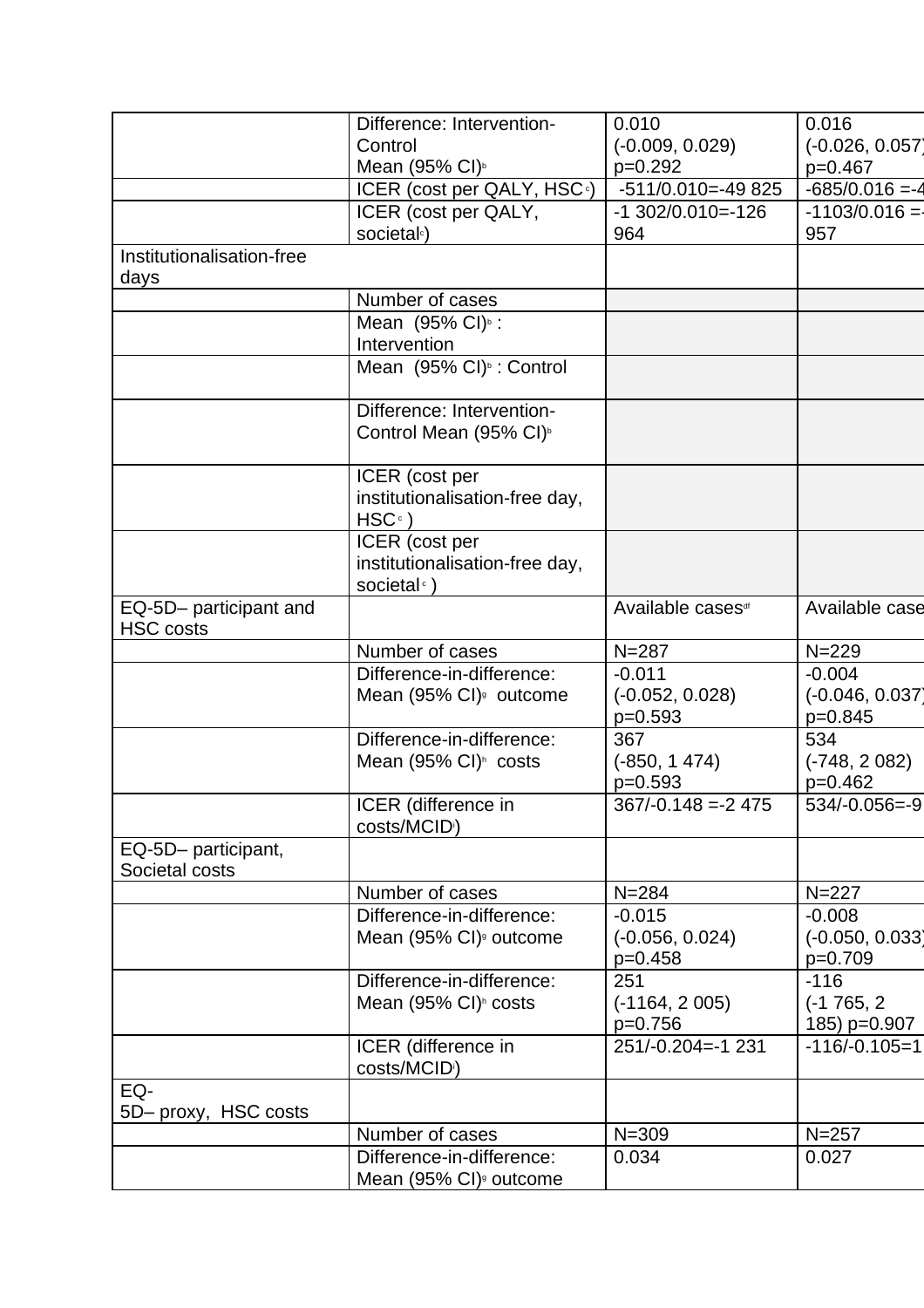| | | | |
|---|---|---|---|
| | Difference: Intervention-Control Mean (95% CI)[b] | 0.010 (-0.009, 0.029) p=0.292 | 0.016 (-0.026, 0.057) p=0.467 |
| | ICER (cost per QALY, HSC[c]) | -511/0.010=-49 825 | -685/0.016 =-4 |
| | ICER (cost per QALY, societal[c]) | -1 302/0.010=-126 964 | -1103/0.016 =- 957 |
| Institutionalisation-free days | | | |
| | Number of cases | | |
| | Mean (95% CI)[b] : Intervention | | |
| | Mean (95% CI)[b] : Control | | |
| | Difference: Intervention-Control Mean (95% CI)[b] | | |
| | ICER (cost per institutionalisation-free day, HSC[c] ) | | |
| | ICER (cost per institutionalisation-free day, societal[c] ) | | |
| EQ-5D– participant and HSC costs | | Available cases[df] | Available case |
| | Number of cases | N=287 | N=229 |
| | Difference-in-difference: Mean (95% CI)[g] outcome | -0.011 (-0.052, 0.028) p=0.593 | -0.004 (-0.046, 0.037) p=0.845 |
| | Difference-in-difference: Mean (95% CI)[h] costs | 367 (-850, 1 474) p=0.593 | 534 (-748, 2 082) p=0.462 |
| | ICER (difference in costs/MCID[i]) | 367/-0.148 =-2 475 | 534/-0.056=-9 |
| EQ-5D– participant, Societal costs | | | |
| | Number of cases | N=284 | N=227 |
| | Difference-in-difference: Mean (95% CI)[g] outcome | -0.015 (-0.056, 0.024) p=0.458 | -0.008 (-0.050, 0.033) p=0.709 |
| | Difference-in-difference: Mean (95% CI)[h] costs | 251 (-1164, 2 005) p=0.756 | -116 (-1 765, 2 185) p=0.907 |
| | ICER (difference in costs/MCID[i]) | 251/-0.204=-1 231 | -116/-0.105=1 |
| EQ-5D– proxy, HSC costs | | | |
| | Number of cases | N=309 | N=257 |
| | Difference-in-difference: Mean (95% CI)[g] outcome | 0.034 | 0.027 |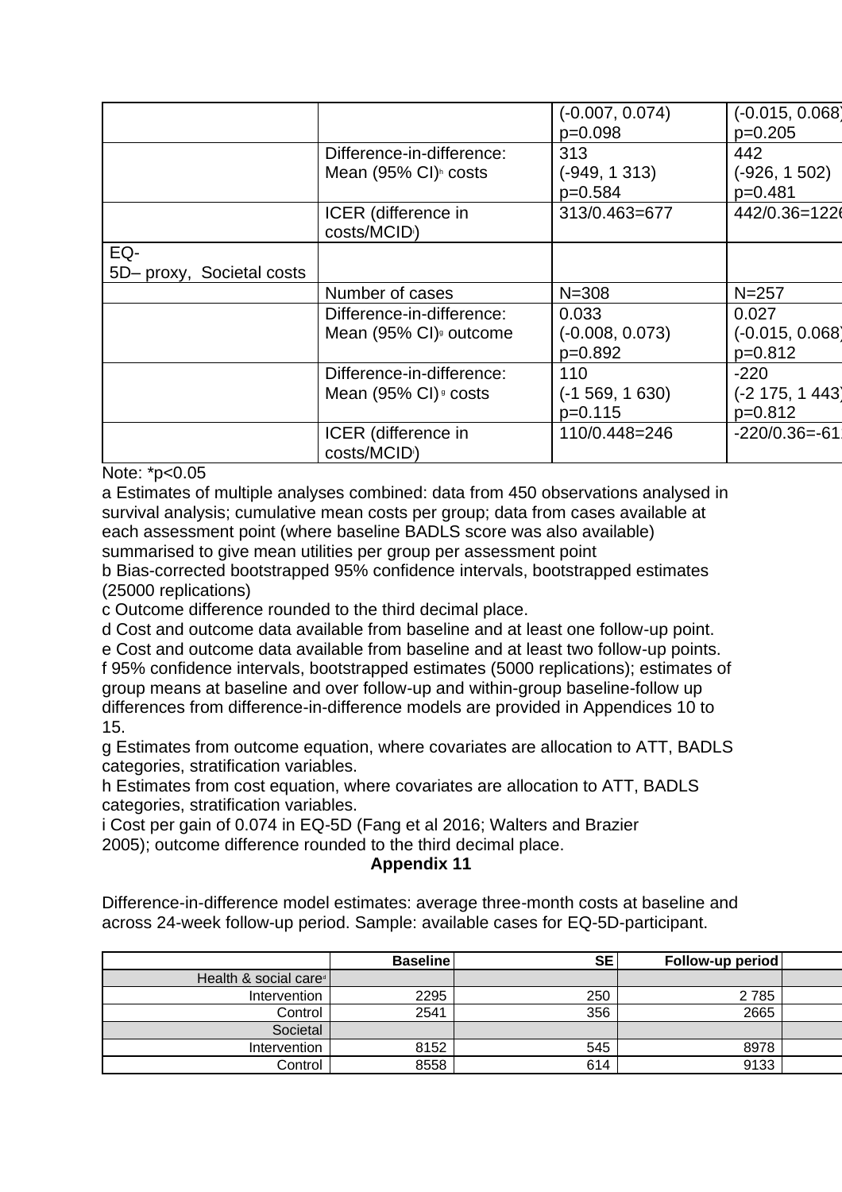| | | | |
|---|---|---|---|
| | | (-0.007, 0.074) p=0.098 | (-0.015, 0.068) p=0.205 |
| | Difference-in-difference: Mean (95% CI)[h] costs | 313 (-949, 1 313) p=0.584 | 442 (-926, 1 502) p=0.481 |
| | ICER (difference in costs/MCID[i]) | 313/0.463=677 | 442/0.36=1226 |
| EQ-5D– proxy, Societal costs | | | |
| | Number of cases | N=308 | N=257 |
| | Difference-in-difference: Mean (95% CI)[g] outcome | 0.033 (-0.008, 0.073) p=0.892 | 0.027 (-0.015, 0.068) p=0.812 |
| | Difference-in-difference: Mean (95% CI)[g] costs | 110 (-1 569, 1 630) p=0.115 | -220 (-2 175, 1 443) p=0.812 |
| | ICER (difference in costs/MCID[i]) | 110/0.448=246 | -220/0.36=-61 |

Note: *p<0.05

a Estimates of multiple analyses combined: data from 450 observations analysed in survival analysis; cumulative mean costs per group; data from cases available at each assessment point (where baseline BADLS score was also available) summarised to give mean utilities per group per assessment point

b Bias-corrected bootstrapped 95% confidence intervals, bootstrapped estimates (25000 replications)

c Outcome difference rounded to the third decimal place.

d Cost and outcome data available from baseline and at least one follow-up point.

e Cost and outcome data available from baseline and at least two follow-up points.

f 95% confidence intervals, bootstrapped estimates (5000 replications); estimates of group means at baseline and over follow-up and within-group baseline-follow up differences from difference-in-difference models are provided in Appendices 10 to 15.

g Estimates from outcome equation, where covariates are allocation to ATT, BADLS categories, stratification variables.

h Estimates from cost equation, where covariates are allocation to ATT, BADLS categories, stratification variables.

i Cost per gain of 0.074 in EQ-5D (Fang et al 2016; Walters and Brazier 2005); outcome difference rounded to the third decimal place.

## Appendix 11

Difference-in-difference model estimates: average three-month costs at baseline and across 24-week follow-up period. Sample: available cases for EQ-5D-participant.

| | Baseline | SE | Follow-up period | |
|---|---|---|---|---|
| Health & social care[a] | | | | |
| Intervention | 2295 | 250 | 2 785 | |
| Control | 2541 | 356 | 2665 | |
| Societal | | | | |
| Intervention | 8152 | 545 | 8978 | |
| Control | 8558 | 614 | 9133 | |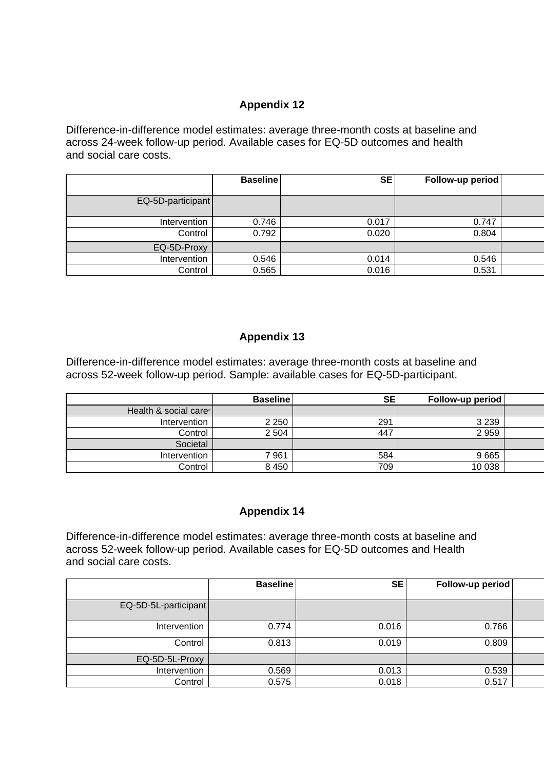## Appendix 12

Difference-in-difference model estimates: average three-month costs at baseline and across 24-week follow-up period. Available cases for EQ-5D outcomes and health and social care costs.

| | Baseline | SE | Follow-up period | |
|---|---|---|---|---|
| EQ-5D-participant | | | | |
| Intervention | 0.746 | 0.017 | 0.747 | |
| Control | 0.792 | 0.020 | 0.804 | |
| EQ-5D-Proxy | | | | |
| Intervention | 0.546 | 0.014 | 0.546 | |
| Control | 0.565 | 0.016 | 0.531 | |

## Appendix 13

Difference-in-difference model estimates: average three-month costs at baseline and across 52-week follow-up period. Sample: available cases for EQ-5D-participant.

| | Baseline | SE | Follow-up period | |
|---|---|---|---|---|
| Health & social care[d] | | | | |
| Intervention | 2 250 | 291 | 3 239 | |
| Control | 2 504 | 447 | 2 959 | |
| Societal | | | | |
| Intervention | 7 961 | 584 | 9 665 | |
| Control | 8 450 | 709 | 10 038 | |

## Appendix 14

Difference-in-difference model estimates: average three-month costs at baseline and across 52-week follow-up period. Available cases for EQ-5D outcomes and Health and social care costs.

| | Baseline | SE | Follow-up period | |
|---|---|---|---|---|
| EQ-5D-5L-participant | | | | |
| Intervention | 0.774 | 0.016 | 0.766 | |
| Control | 0.813 | 0.019 | 0.809 | |
| EQ-5D-5L-Proxy | | | | |
| Intervention | 0.569 | 0.013 | 0.539 | |
| Control | 0.575 | 0.018 | 0.517 | |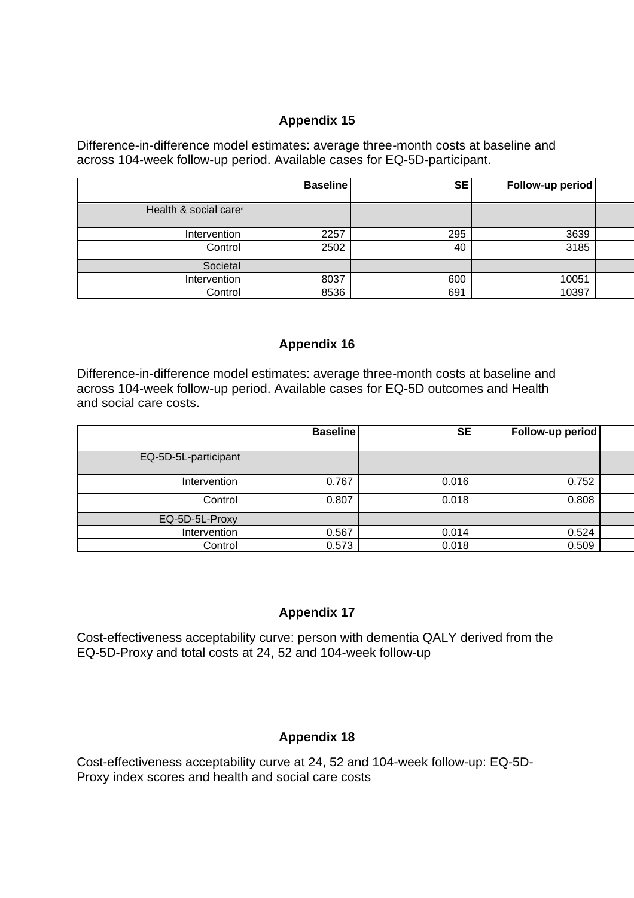**Appendix 15**

Difference-in-difference model estimates: average three-month costs at baseline and across 104-week follow-up period. Available cases for EQ-5D-participant.

| | Baseline | SE | Follow-up period | |
|---|---|---|---|---|
| Health & social care[d] | | | | |
| Intervention | 2257 | 295 | 3639 | |
| Control | 2502 | 40 | 3185 | |
| Societal | | | | |
| Intervention | 8037 | 600 | 10051 | |
| Control | 8536 | 691 | 10397 | |

**Appendix 16**

Difference-in-difference model estimates: average three-month costs at baseline and across 104-week follow-up period. Available cases for EQ-5D outcomes and Health and social care costs.

| | Baseline | SE | Follow-up period | |
|---|---|---|---|---|
| EQ-5D-5L-participant | | | | |
| Intervention | 0.767 | 0.016 | 0.752 | |
| Control | 0.807 | 0.018 | 0.808 | |
| EQ-5D-5L-Proxy | | | | |
| Intervention | 0.567 | 0.014 | 0.524 | |
| Control | 0.573 | 0.018 | 0.509 | |

**Appendix 17**

Cost-effectiveness acceptability curve: person with dementia QALY derived from the EQ-5D-Proxy and total costs at 24, 52 and 104-week follow-up

**Appendix 18**

Cost-effectiveness acceptability curve at 24, 52 and 104-week follow-up: EQ-5D-Proxy index scores and health and social care costs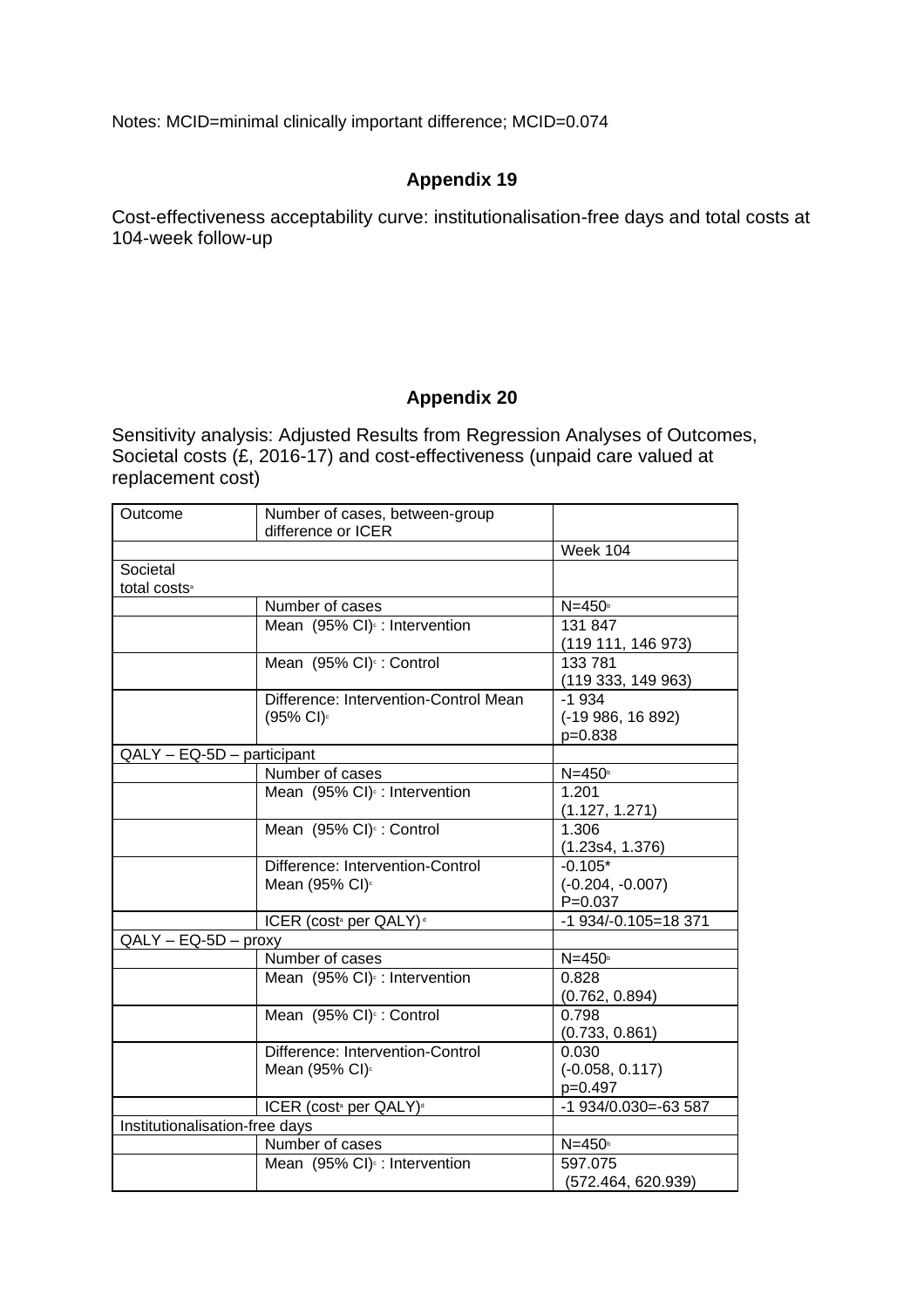Notes: MCID=minimal clinically important difference; MCID=0.074

## Appendix 19

Cost-effectiveness acceptability curve: institutionalisation-free days and total costs at 104-week follow-up

## Appendix 20

Sensitivity analysis: Adjusted Results from Regression Analyses of Outcomes, Societal costs (£, 2016-17) and cost-effectiveness (unpaid care valued at replacement cost)

| Outcome | Number of cases, between-group difference or ICER | |
|---|---|---|
| | | Week 104 |
| Societal total costs[a] | | |
| | Number of cases | N=450[b] |
| | Mean (95% CI)[c] : Intervention | 131 847 (119 111, 146 973) |
| | Mean (95% CI)[c] : Control | 133 781 (119 333, 149 963) |
| | Difference: Intervention-Control Mean (95% CI)[c] | -1 934 (-19 986, 16 892) p=0.838 |
| QALY – EQ-5D – participant | | |
| | Number of cases | N=450[b] |
| | Mean (95% CI)[c] : Intervention | 1.201 (1.127, 1.271) |
| | Mean (95% CI)[c] : Control | 1.306 (1.23s4, 1.376) |
| | Difference: Intervention-Control Mean (95% CI)[c] | -0.105* (-0.204, -0.007) P=0.037 |
| | ICER (cost[a] per QALY)[d] | -1 934/-0.105=18 371 |
| QALY – EQ-5D – proxy | | |
| | Number of cases | N=450[b] |
| | Mean (95% CI)[c] : Intervention | 0.828 (0.762, 0.894) |
| | Mean (95% CI)[c] : Control | 0.798 (0.733, 0.861) |
| | Difference: Intervention-Control Mean (95% CI)[c] | 0.030 (-0.058, 0.117) p=0.497 |
| | ICER (cost[a] per QALY)[d] | -1 934/0.030=-63 587 |
| Institutionalisation-free days | | |
| | Number of cases | N=450[b] |
| | Mean (95% CI)[c] : Intervention | 597.075 (572.464, 620.939) |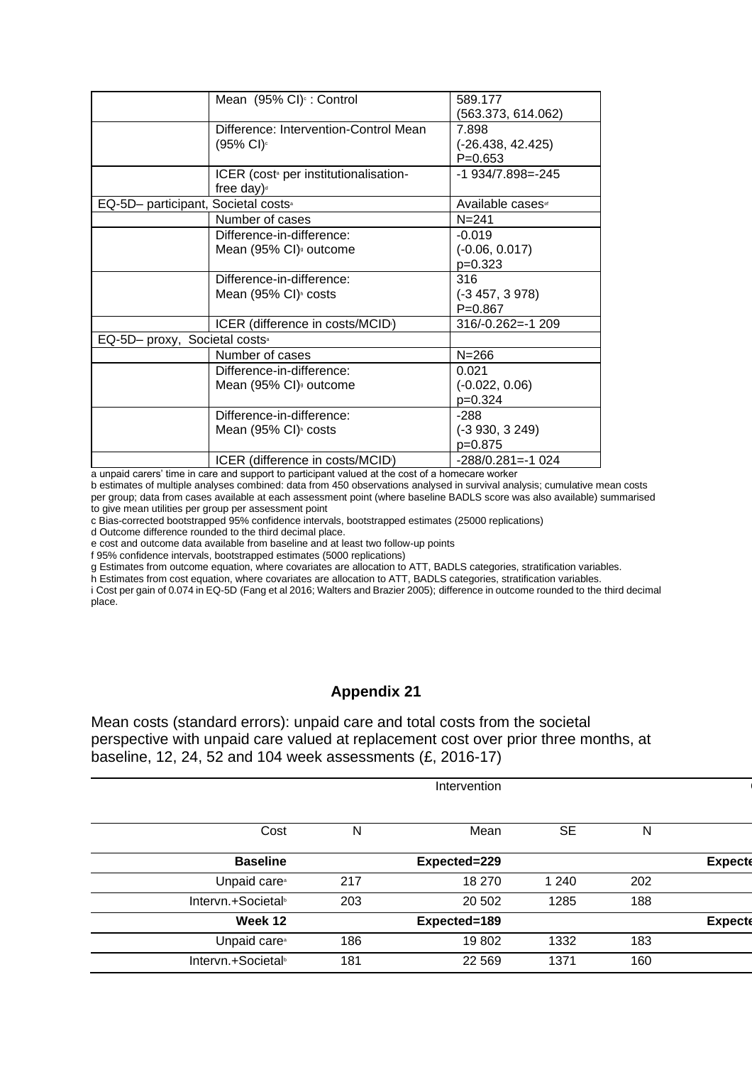| | | |
|---|---|---|
| | Mean (95% CI)[c] : Control | 589.177 (563.373, 614.062) |
| | Difference: Intervention-Control Mean (95% CI)[c] | 7.898 (-26.438, 42.425) P=0.653 |
| | ICER (cost[a] per institutionalisation-free day)[d] | -1 934/7.898=-245 |
| EQ-5D– participant, Societal costs[a] | | Available cases[e] |
| | Number of cases | N=241 |
| | Difference-in-difference: Mean (95% CI)[g] outcome | -0.019 (-0.06, 0.017) p=0.323 |
| | Difference-in-difference: Mean (95% CI)[h] costs | 316 (-3 457, 3 978) P=0.867 |
| | ICER (difference in costs/MCID[i]) | 316/-0.262=-1 209 |
| EQ-5D– proxy, Societal costs[a] | | |
| | Number of cases | N=266 |
| | Difference-in-difference: Mean (95% CI)[g] outcome | 0.021 (-0.022, 0.06) p=0.324 |
| | Difference-in-difference: Mean (95% CI)[h] costs | -288 (-3 930, 3 249) p=0.875 |
| | ICER (difference in costs/MCID[i]) | -288/0.281=-1 024 |

a unpaid carers' time in care and support to participant valued at the cost of a homecare worker
b estimates of multiple analyses combined: data from 450 observations analysed in survival analysis; cumulative mean costs per group; data from cases available at each assessment point (where baseline BADLS score was also available) summarised to give mean utilities per group per assessment point
c Bias-corrected bootstrapped 95% confidence intervals, bootstrapped estimates (25000 replications)
d Outcome difference rounded to the third decimal place.
e cost and outcome data available from baseline and at least two follow-up points
f 95% confidence intervals, bootstrapped estimates (5000 replications)
g Estimates from outcome equation, where covariates are allocation to ATT, BADLS categories, stratification variables.
h Estimates from cost equation, where covariates are allocation to ATT, BADLS categories, stratification variables.
i Cost per gain of 0.074 in EQ-5D (Fang et al 2016; Walters and Brazier 2005); difference in outcome rounded to the third decimal place.

## Appendix 21

Mean costs (standard errors): unpaid care and total costs from the societal perspective with unpaid care valued at replacement cost over prior three months, at baseline, 12, 24, 52 and 104 week assessments (£, 2016-17)

| | Intervention | | | | |
|---|---|---|---|---|---|
| Cost | N | Mean | SE | N | |
| **Baseline** | | **Expected=229** | | | **Expecte** |
| Unpaid care[a] | 217 | 18 270 | 1 240 | 202 | |
| Intervn.+Societal[b] | 203 | 20 502 | 1285 | 188 | |
| **Week 12** | | **Expected=189** | | | **Expecte** |
| Unpaid care[a] | 186 | 19 802 | 1332 | 183 | |
| Intervn.+Societal[b] | 181 | 22 569 | 1371 | 160 | |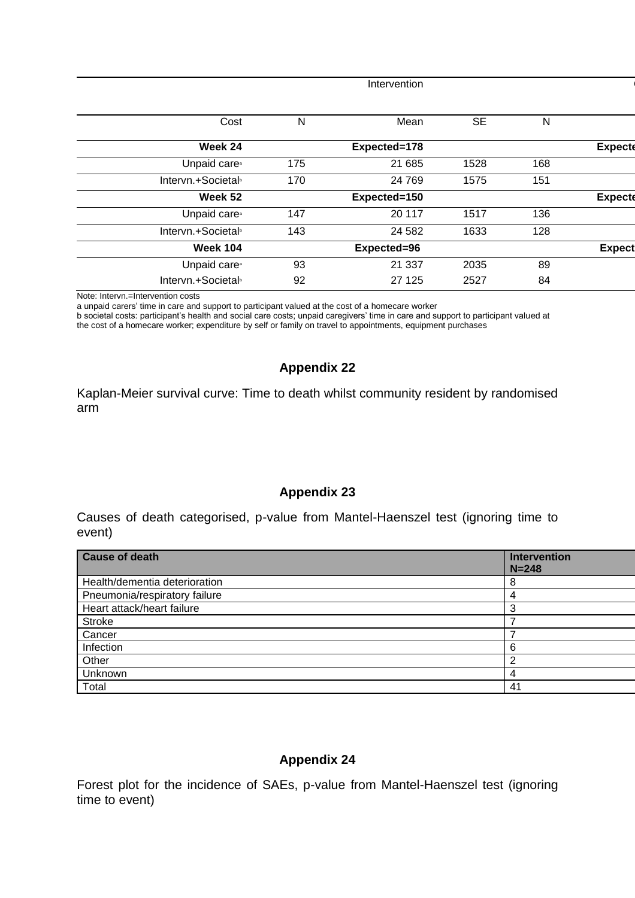| | Intervention | | | | |
|---|---|---|---|---|---|
| Cost | N | Mean | SE | N | |
| **Week 24** | | **Expected=178** | | | **Expecte** |
| Unpaid care[a] | 175 | 21 685 | 1528 | 168 | |
| Intervn.+Societal[b] | 170 | 24 769 | 1575 | 151 | |
| **Week 52** | | **Expected=150** | | | **Expecte** |
| Unpaid care[a] | 147 | 20 117 | 1517 | 136 | |
| Intervn.+Societal[b] | 143 | 24 582 | 1633 | 128 | |
| **Week 104** | | **Expected=96** | | | **Expect** |
| Unpaid care[a] | 93 | 21 337 | 2035 | 89 | |
| Intervn.+Societal[b] | 92 | 27 125 | 2527 | 84 | |

Note: Intervn.=Intervention costs

a unpaid carers' time in care and support to participant valued at the cost of a homecare worker

b societal costs: participant's health and social care costs; unpaid caregivers' time in care and support to participant valued at the cost of a homecare worker; expenditure by self or family on travel to appointments, equipment purchases

## Appendix 22

Kaplan-Meier survival curve: Time to death whilst community resident by randomised arm

## Appendix 23

Causes of death categorised, p-value from Mantel-Haenszel test (ignoring time to event)

| Cause of death | Intervention N=248 |
|---|---|
| Health/dementia deterioration | 8 |
| Pneumonia/respiratory failure | 4 |
| Heart attack/heart failure | 3 |
| Stroke | 7 |
| Cancer | 7 |
| Infection | 6 |
| Other | 2 |
| Unknown | 4 |
| Total | 41 |

## Appendix 24

Forest plot for the incidence of SAEs, p-value from Mantel-Haenszel test (ignoring time to event)